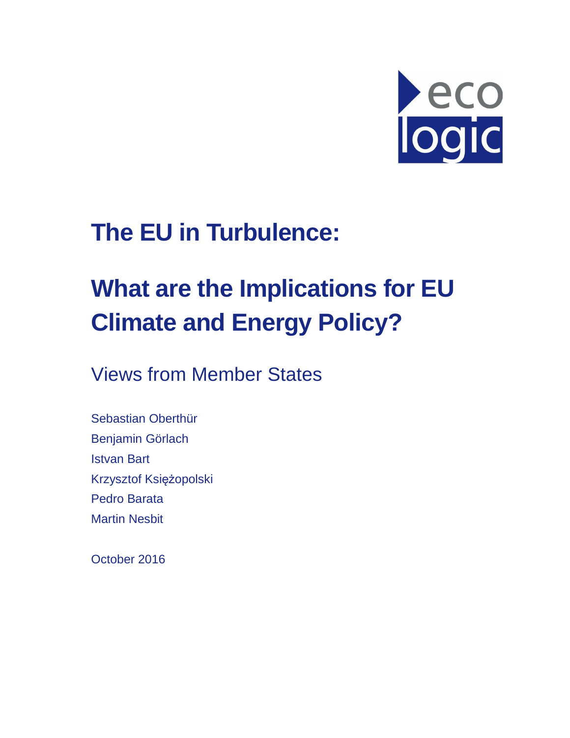eco logic

# The EU in Turbulence:

# What are the Implications for EU Climate and Energy Policy?

## Views from Member States

Sebastian Oberthür
Benjamin Görlach
Istvan Bart
Krzysztof Księżopolski
Pedro Barata
Martin Nesbit

October 2016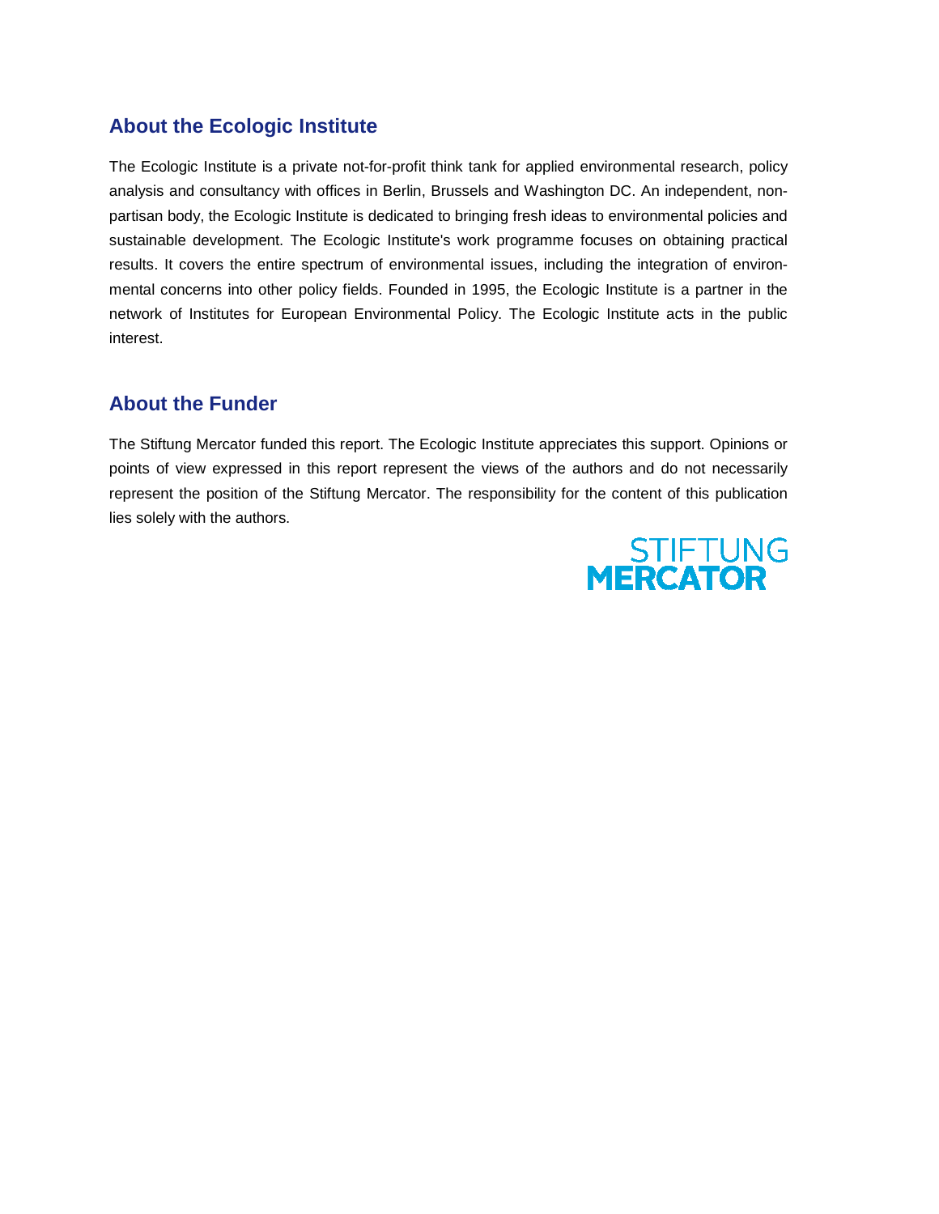## About the Ecologic Institute

The Ecologic Institute is a private not-for-profit think tank for applied environmental research, policy analysis and consultancy with offices in Berlin, Brussels and Washington DC. An independent, non-partisan body, the Ecologic Institute is dedicated to bringing fresh ideas to environmental policies and sustainable development. The Ecologic Institute's work programme focuses on obtaining practical results. It covers the entire spectrum of environmental issues, including the integration of environmental concerns into other policy fields. Founded in 1995, the Ecologic Institute is a partner in the network of Institutes for European Environmental Policy. The Ecologic Institute acts in the public interest.

## About the Funder

The Stiftung Mercator funded this report. The Ecologic Institute appreciates this support. Opinions or points of view expressed in this report represent the views of the authors and do not necessarily represent the position of the Stiftung Mercator. The responsibility for the content of this publication lies solely with the authors.

STIFTUNG
MERCATOR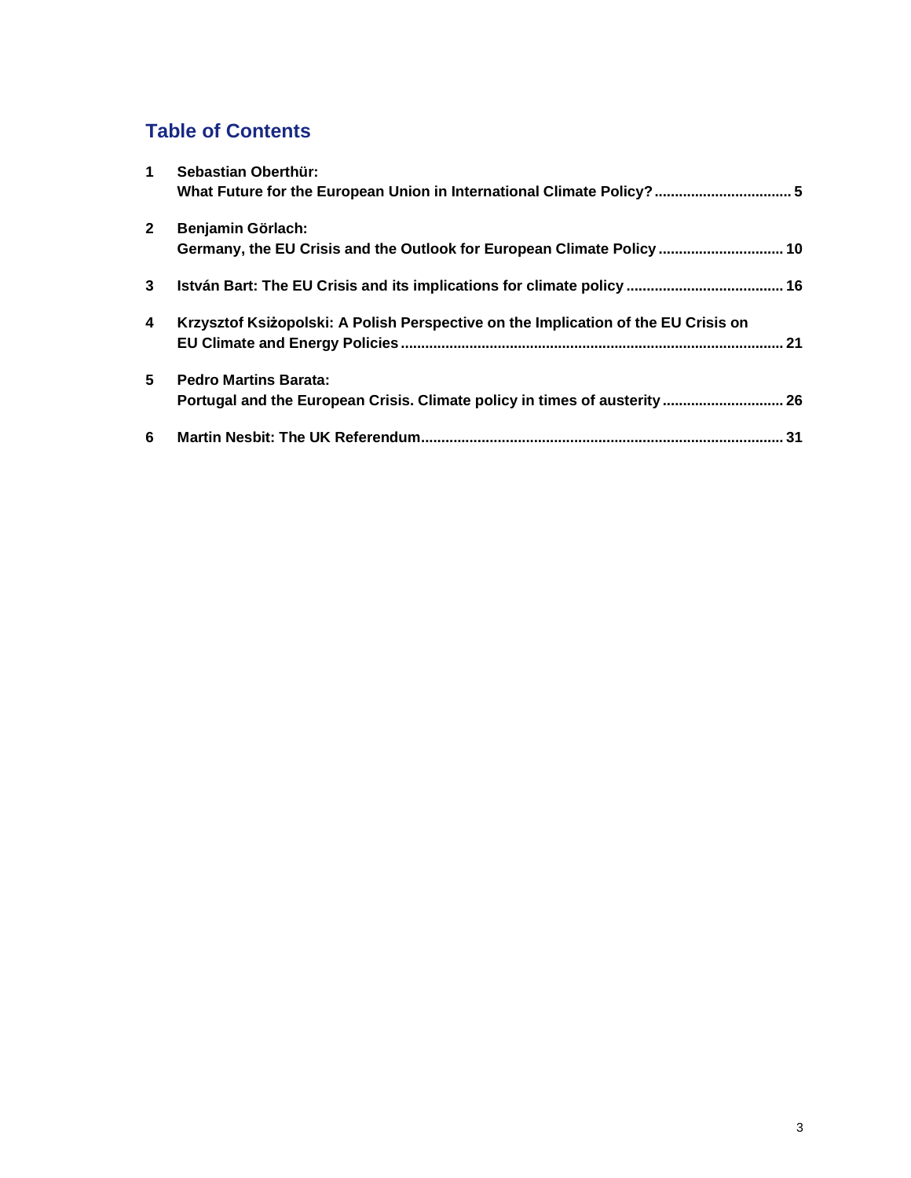## Table of Contents

1 **Sebastian Oberthür: What Future for the European Union in International Climate Policy?** ... 5

2 **Benjamin Görlach: Germany, the EU Crisis and the Outlook for European Climate Policy** ... 10

3 **István Bart: The EU Crisis and its implications for climate policy** ... 16

4 **Krzysztof Ksiżopolski: A Polish Perspective on the Implication of the EU Crisis on EU Climate and Energy Policies** ... 21

5 **Pedro Martins Barata: Portugal and the European Crisis. Climate policy in times of austerity** ... 26

6 **Martin Nesbit: The UK Referendum** ... 31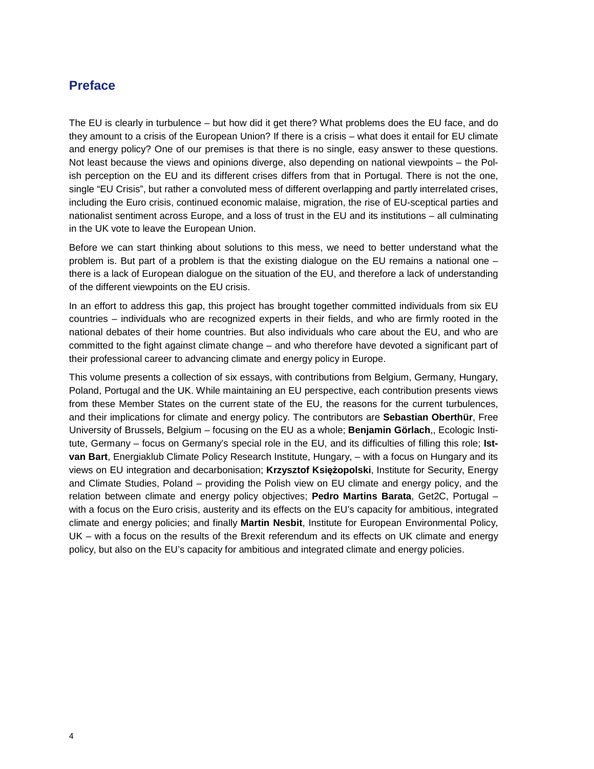## Preface

The EU is clearly in turbulence – but how did it get there? What problems does the EU face, and do they amount to a crisis of the European Union? If there is a crisis – what does it entail for EU climate and energy policy? One of our premises is that there is no single, easy answer to these questions. Not least because the views and opinions diverge, also depending on national viewpoints – the Polish perception on the EU and its different crises differs from that in Portugal. There is not the one, single "EU Crisis", but rather a convoluted mess of different overlapping and partly interrelated crises, including the Euro crisis, continued economic malaise, migration, the rise of EU-sceptical parties and nationalist sentiment across Europe, and a loss of trust in the EU and its institutions – all culminating in the UK vote to leave the European Union.

Before we can start thinking about solutions to this mess, we need to better understand what the problem is. But part of a problem is that the existing dialogue on the EU remains a national one – there is a lack of European dialogue on the situation of the EU, and therefore a lack of understanding of the different viewpoints on the EU crisis.

In an effort to address this gap, this project has brought together committed individuals from six EU countries – individuals who are recognized experts in their fields, and who are firmly rooted in the national debates of their home countries. But also individuals who care about the EU, and who are committed to the fight against climate change – and who therefore have devoted a significant part of their professional career to advancing climate and energy policy in Europe.

This volume presents a collection of six essays, with contributions from Belgium, Germany, Hungary, Poland, Portugal and the UK. While maintaining an EU perspective, each contribution presents views from these Member States on the current state of the EU, the reasons for the current turbulences, and their implications for climate and energy policy. The contributors are **Sebastian Oberthür**, Free University of Brussels, Belgium – focusing on the EU as a whole; **Benjamin Görlach**,, Ecologic Institute, Germany – focus on Germany's special role in the EU, and its difficulties of filling this role; **Istvan Bart**, Energiaklub Climate Policy Research Institute, Hungary, – with a focus on Hungary and its views on EU integration and decarbonisation; **Krzysztof Księżopolski**, Institute for Security, Energy and Climate Studies, Poland – providing the Polish view on EU climate and energy policy, and the relation between climate and energy policy objectives; **Pedro Martins Barata**, Get2C, Portugal – with a focus on the Euro crisis, austerity and its effects on the EU's capacity for ambitious, integrated climate and energy policies; and finally **Martin Nesbit**, Institute for European Environmental Policy, UK – with a focus on the results of the Brexit referendum and its effects on UK climate and energy policy, but also on the EU's capacity for ambitious and integrated climate and energy policies.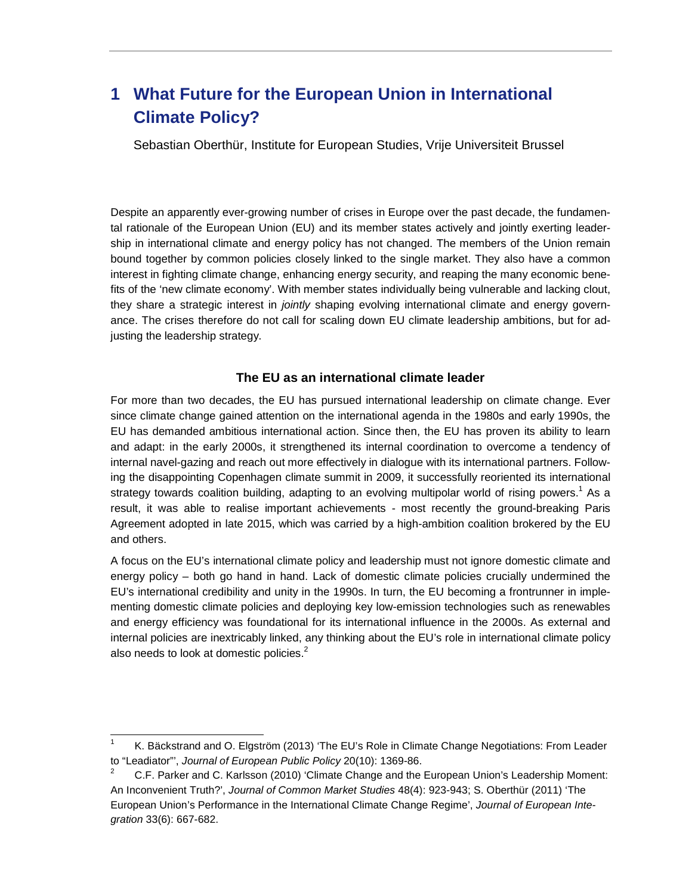# 1 What Future for the European Union in International Climate Policy?

Sebastian Oberthür, Institute for European Studies, Vrije Universiteit Brussel

Despite an apparently ever-growing number of crises in Europe over the past decade, the fundamental rationale of the European Union (EU) and its member states actively and jointly exerting leadership in international climate and energy policy has not changed. The members of the Union remain bound together by common policies closely linked to the single market. They also have a common interest in fighting climate change, enhancing energy security, and reaping the many economic benefits of the 'new climate economy'. With member states individually being vulnerable and lacking clout, they share a strategic interest in *jointly* shaping evolving international climate and energy governance. The crises therefore do not call for scaling down EU climate leadership ambitions, but for adjusting the leadership strategy.

### The EU as an international climate leader

For more than two decades, the EU has pursued international leadership on climate change. Ever since climate change gained attention on the international agenda in the 1980s and early 1990s, the EU has demanded ambitious international action. Since then, the EU has proven its ability to learn and adapt: in the early 2000s, it strengthened its internal coordination to overcome a tendency of internal navel-gazing and reach out more effectively in dialogue with its international partners. Following the disappointing Copenhagen climate summit in 2009, it successfully reoriented its international strategy towards coalition building, adapting to an evolving multipolar world of rising powers.[1] As a result, it was able to realise important achievements - most recently the ground-breaking Paris Agreement adopted in late 2015, which was carried by a high-ambition coalition brokered by the EU and others.

A focus on the EU's international climate policy and leadership must not ignore domestic climate and energy policy – both go hand in hand. Lack of domestic climate policies crucially undermined the EU's international credibility and unity in the 1990s. In turn, the EU becoming a frontrunner in implementing domestic climate policies and deploying key low-emission technologies such as renewables and energy efficiency was foundational for its international influence in the 2000s. As external and internal policies are inextricably linked, any thinking about the EU's role in international climate policy also needs to look at domestic policies.[2]

---

[1] K. Bäckstrand and O. Elgström (2013) 'The EU's Role in Climate Change Negotiations: From Leader to "Leadiator"', *Journal of European Public Policy* 20(10): 1369-86.

[2] C.F. Parker and C. Karlsson (2010) 'Climate Change and the European Union's Leadership Moment: An Inconvenient Truth?', *Journal of Common Market Studies* 48(4): 923-943; S. Oberthür (2011) 'The European Union's Performance in the International Climate Change Regime', *Journal of European Integration* 33(6): 667-682.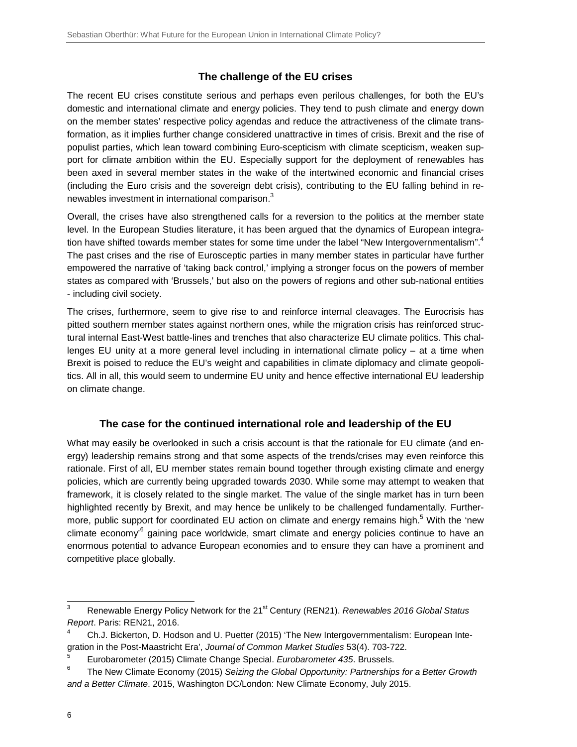## The challenge of the EU crises

The recent EU crises constitute serious and perhaps even perilous challenges, for both the EU's domestic and international climate and energy policies. They tend to push climate and energy down on the member states' respective policy agendas and reduce the attractiveness of the climate transformation, as it implies further change considered unattractive in times of crisis. Brexit and the rise of populist parties, which lean toward combining Euro-scepticism with climate scepticism, weaken support for climate ambition within the EU. Especially support for the deployment of renewables has been axed in several member states in the wake of the intertwined economic and financial crises (including the Euro crisis and the sovereign debt crisis), contributing to the EU falling behind in renewables investment in international comparison.[3]

Overall, the crises have also strengthened calls for a reversion to the politics at the member state level. In the European Studies literature, it has been argued that the dynamics of European integration have shifted towards member states for some time under the label "New Intergovernmentalism".[4] The past crises and the rise of Eurosceptic parties in many member states in particular have further empowered the narrative of 'taking back control,' implying a stronger focus on the powers of member states as compared with 'Brussels,' but also on the powers of regions and other sub-national entities - including civil society.

The crises, furthermore, seem to give rise to and reinforce internal cleavages. The Eurocrisis has pitted southern member states against northern ones, while the migration crisis has reinforced structural internal East-West battle-lines and trenches that also characterize EU climate politics. This challenges EU unity at a more general level including in international climate policy – at a time when Brexit is poised to reduce the EU's weight and capabilities in climate diplomacy and climate geopolitics. All in all, this would seem to undermine EU unity and hence effective international EU leadership on climate change.

## The case for the continued international role and leadership of the EU

What may easily be overlooked in such a crisis account is that the rationale for EU climate (and energy) leadership remains strong and that some aspects of the trends/crises may even reinforce this rationale. First of all, EU member states remain bound together through existing climate and energy policies, which are currently being upgraded towards 2030. While some may attempt to weaken that framework, it is closely related to the single market. The value of the single market has in turn been highlighted recently by Brexit, and may hence be unlikely to be challenged fundamentally. Furthermore, public support for coordinated EU action on climate and energy remains high.[5] With the 'new climate economy'[6] gaining pace worldwide, smart climate and energy policies continue to have an enormous potential to advance European economies and to ensure they can have a prominent and competitive place globally.

---

[3] Renewable Energy Policy Network for the 21st Century (REN21). *Renewables 2016 Global Status Report*. Paris: REN21, 2016.

[4] Ch.J. Bickerton, D. Hodson and U. Puetter (2015) 'The New Intergovernmentalism: European Integration in the Post-Maastricht Era', *Journal of Common Market Studies* 53(4). 703-722.

[5] Eurobarometer (2015) Climate Change Special. *Eurobarometer 435*. Brussels.

[6] The New Climate Economy (2015) *Seizing the Global Opportunity: Partnerships for a Better Growth and a Better Climate*. 2015, Washington DC/London: New Climate Economy, July 2015.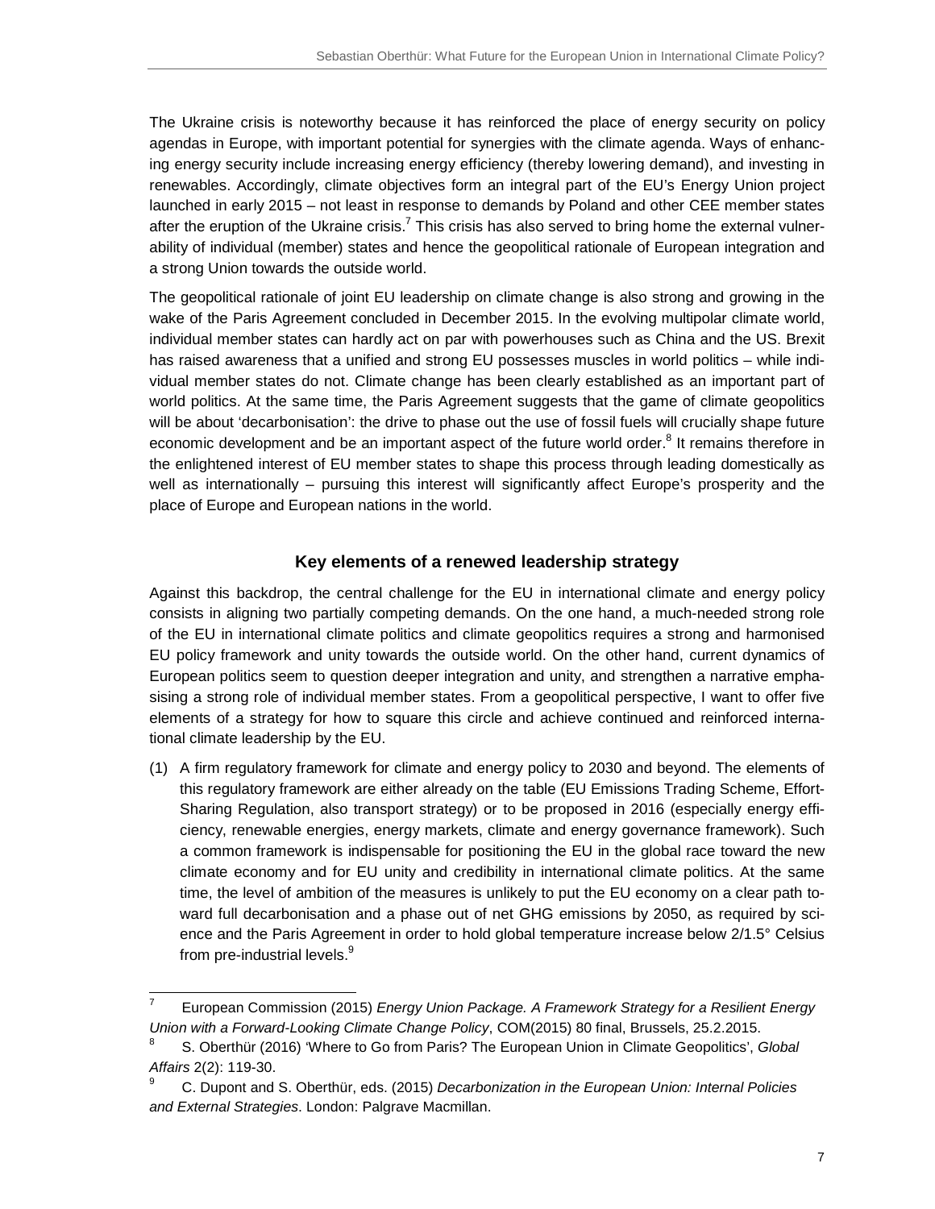The Ukraine crisis is noteworthy because it has reinforced the place of energy security on policy agendas in Europe, with important potential for synergies with the climate agenda. Ways of enhancing energy security include increasing energy efficiency (thereby lowering demand), and investing in renewables. Accordingly, climate objectives form an integral part of the EU's Energy Union project launched in early 2015 – not least in response to demands by Poland and other CEE member states after the eruption of the Ukraine crisis.[7] This crisis has also served to bring home the external vulnerability of individual (member) states and hence the geopolitical rationale of European integration and a strong Union towards the outside world.

The geopolitical rationale of joint EU leadership on climate change is also strong and growing in the wake of the Paris Agreement concluded in December 2015. In the evolving multipolar climate world, individual member states can hardly act on par with powerhouses such as China and the US. Brexit has raised awareness that a unified and strong EU possesses muscles in world politics – while individual member states do not. Climate change has been clearly established as an important part of world politics. At the same time, the Paris Agreement suggests that the game of climate geopolitics will be about 'decarbonisation': the drive to phase out the use of fossil fuels will crucially shape future economic development and be an important aspect of the future world order.[8] It remains therefore in the enlightened interest of EU member states to shape this process through leading domestically as well as internationally – pursuing this interest will significantly affect Europe's prosperity and the place of Europe and European nations in the world.

## Key elements of a renewed leadership strategy

Against this backdrop, the central challenge for the EU in international climate and energy policy consists in aligning two partially competing demands. On the one hand, a much-needed strong role of the EU in international climate politics and climate geopolitics requires a strong and harmonised EU policy framework and unity towards the outside world. On the other hand, current dynamics of European politics seem to question deeper integration and unity, and strengthen a narrative emphasising a strong role of individual member states. From a geopolitical perspective, I want to offer five elements of a strategy for how to square this circle and achieve continued and reinforced international climate leadership by the EU.

(1) A firm regulatory framework for climate and energy policy to 2030 and beyond. The elements of this regulatory framework are either already on the table (EU Emissions Trading Scheme, Effort-Sharing Regulation, also transport strategy) or to be proposed in 2016 (especially energy efficiency, renewable energies, energy markets, climate and energy governance framework). Such a common framework is indispensable for positioning the EU in the global race toward the new climate economy and for EU unity and credibility in international climate politics. At the same time, the level of ambition of the measures is unlikely to put the EU economy on a clear path toward full decarbonisation and a phase out of net GHG emissions by 2050, as required by science and the Paris Agreement in order to hold global temperature increase below 2/1.5° Celsius from pre-industrial levels.[9]

---

[7] European Commission (2015) *Energy Union Package. A Framework Strategy for a Resilient Energy Union with a Forward-Looking Climate Change Policy*, COM(2015) 80 final, Brussels, 25.2.2015.

[8] S. Oberthür (2016) 'Where to Go from Paris? The European Union in Climate Geopolitics', *Global Affairs* 2(2): 119-30.

[9] C. Dupont and S. Oberthür, eds. (2015) *Decarbonization in the European Union: Internal Policies and External Strategies*. London: Palgrave Macmillan.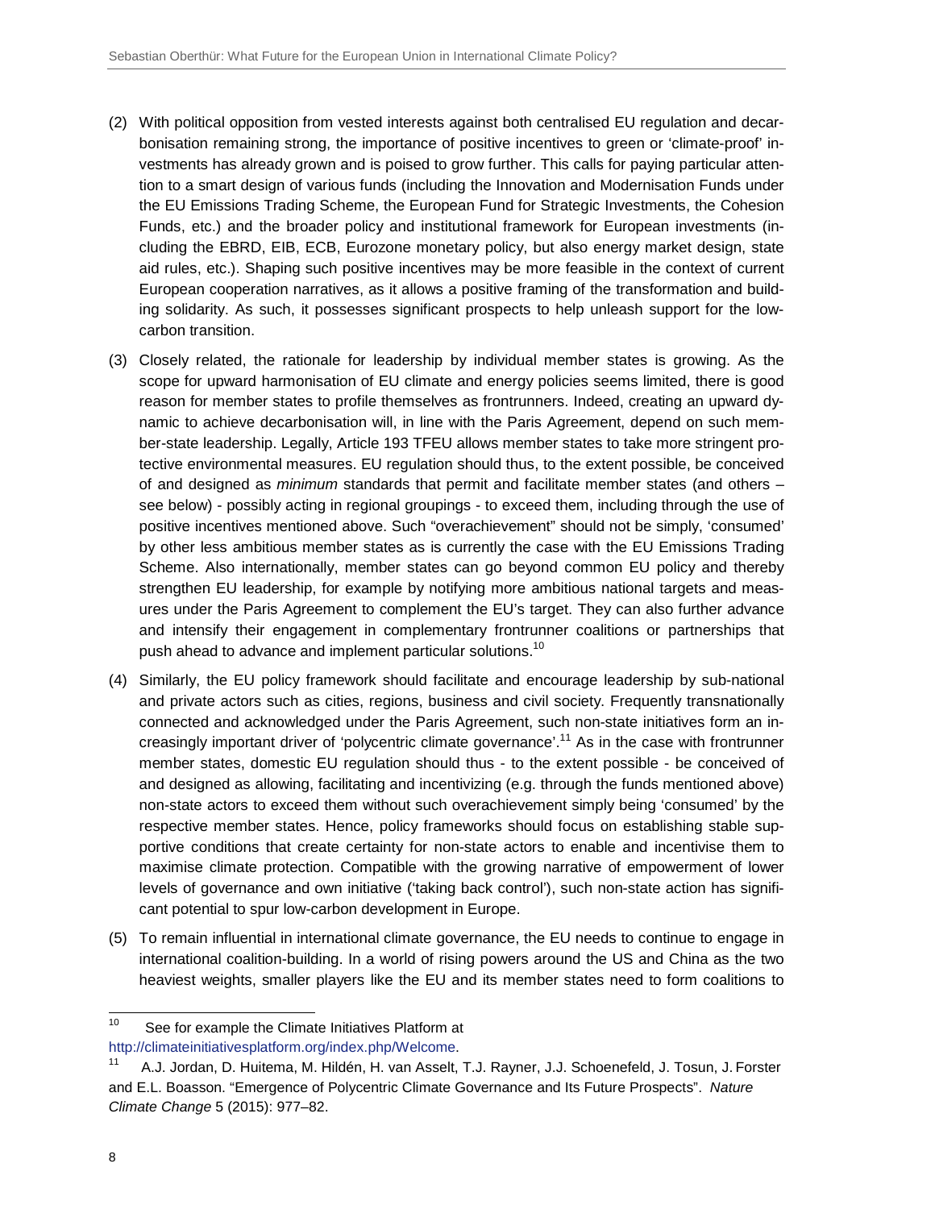(2) With political opposition from vested interests against both centralised EU regulation and decarbonisation remaining strong, the importance of positive incentives to green or 'climate-proof' investments has already grown and is poised to grow further. This calls for paying particular attention to a smart design of various funds (including the Innovation and Modernisation Funds under the EU Emissions Trading Scheme, the European Fund for Strategic Investments, the Cohesion Funds, etc.) and the broader policy and institutional framework for European investments (including the EBRD, EIB, ECB, Eurozone monetary policy, but also energy market design, state aid rules, etc.). Shaping such positive incentives may be more feasible in the context of current European cooperation narratives, as it allows a positive framing of the transformation and building solidarity. As such, it possesses significant prospects to help unleash support for the low-carbon transition.

(3) Closely related, the rationale for leadership by individual member states is growing. As the scope for upward harmonisation of EU climate and energy policies seems limited, there is good reason for member states to profile themselves as frontrunners. Indeed, creating an upward dynamic to achieve decarbonisation will, in line with the Paris Agreement, depend on such member-state leadership. Legally, Article 193 TFEU allows member states to take more stringent protective environmental measures. EU regulation should thus, to the extent possible, be conceived of and designed as *minimum* standards that permit and facilitate member states (and others – see below) - possibly acting in regional groupings - to exceed them, including through the use of positive incentives mentioned above. Such "overachievement" should not be simply, 'consumed' by other less ambitious member states as is currently the case with the EU Emissions Trading Scheme. Also internationally, member states can go beyond common EU policy and thereby strengthen EU leadership, for example by notifying more ambitious national targets and measures under the Paris Agreement to complement the EU's target. They can also further advance and intensify their engagement in complementary frontrunner coalitions or partnerships that push ahead to advance and implement particular solutions.[10]

(4) Similarly, the EU policy framework should facilitate and encourage leadership by sub-national and private actors such as cities, regions, business and civil society. Frequently transnationally connected and acknowledged under the Paris Agreement, such non-state initiatives form an increasingly important driver of 'polycentric climate governance'.[11] As in the case with frontrunner member states, domestic EU regulation should thus - to the extent possible - be conceived of and designed as allowing, facilitating and incentivizing (e.g. through the funds mentioned above) non-state actors to exceed them without such overachievement simply being 'consumed' by the respective member states. Hence, policy frameworks should focus on establishing stable supportive conditions that create certainty for non-state actors to enable and incentivise them to maximise climate protection. Compatible with the growing narrative of empowerment of lower levels of governance and own initiative ('taking back control'), such non-state action has significant potential to spur low-carbon development in Europe.

(5) To remain influential in international climate governance, the EU needs to continue to engage in international coalition-building. In a world of rising powers around the US and China as the two heaviest weights, smaller players like the EU and its member states need to form coalitions to

---

[10] See for example the Climate Initiatives Platform at http://climateinitiativesplatform.org/index.php/Welcome.

[11] A.J. Jordan, D. Huitema, M. Hildén, H. van Asselt, T.J. Rayner, J.J. Schoenefeld, J. Tosun, J. Forster and E.L. Boasson. "Emergence of Polycentric Climate Governance and Its Future Prospects". *Nature Climate Change* 5 (2015): 977–82.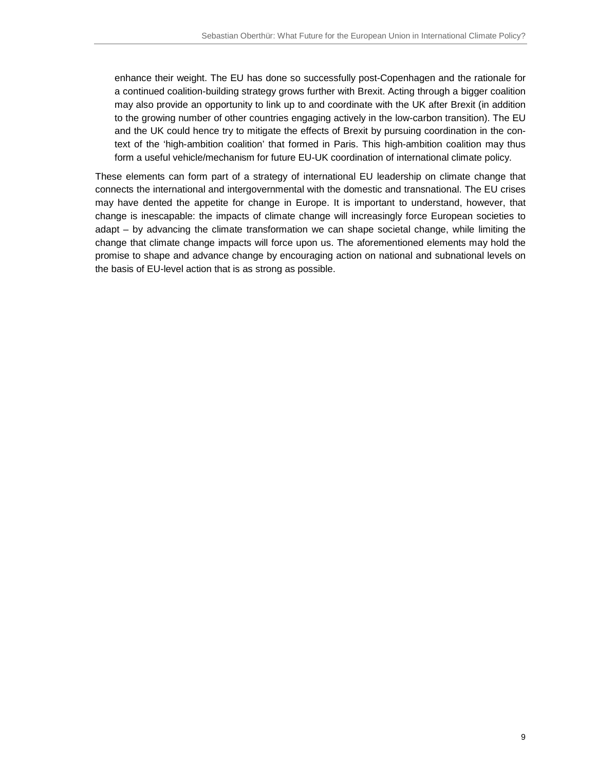enhance their weight. The EU has done so successfully post-Copenhagen and the rationale for a continued coalition-building strategy grows further with Brexit. Acting through a bigger coalition may also provide an opportunity to link up to and coordinate with the UK after Brexit (in addition to the growing number of other countries engaging actively in the low-carbon transition). The EU and the UK could hence try to mitigate the effects of Brexit by pursuing coordination in the context of the 'high-ambition coalition' that formed in Paris. This high-ambition coalition may thus form a useful vehicle/mechanism for future EU-UK coordination of international climate policy.

These elements can form part of a strategy of international EU leadership on climate change that connects the international and intergovernmental with the domestic and transnational. The EU crises may have dented the appetite for change in Europe. It is important to understand, however, that change is inescapable: the impacts of climate change will increasingly force European societies to adapt – by advancing the climate transformation we can shape societal change, while limiting the change that climate change impacts will force upon us. The aforementioned elements may hold the promise to shape and advance change by encouraging action on national and subnational levels on the basis of EU-level action that is as strong as possible.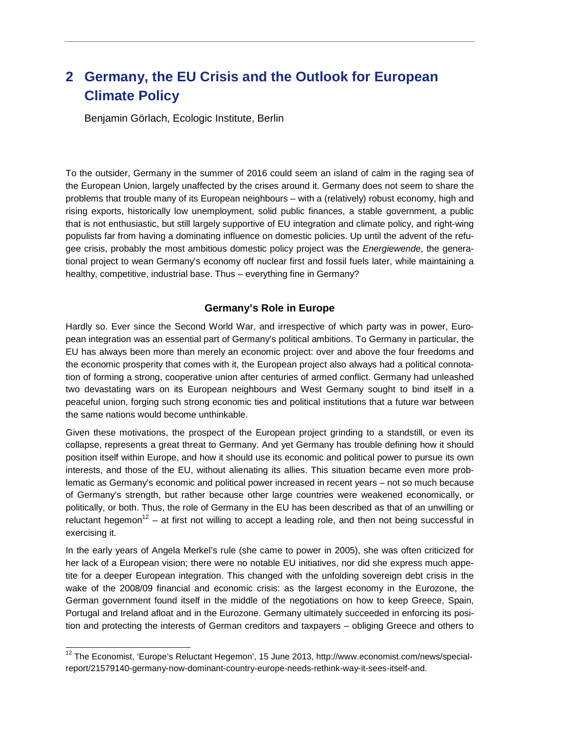## 2 Germany, the EU Crisis and the Outlook for European Climate Policy

Benjamin Görlach, Ecologic Institute, Berlin

To the outsider, Germany in the summer of 2016 could seem an island of calm in the raging sea of the European Union, largely unaffected by the crises around it. Germany does not seem to share the problems that trouble many of its European neighbours – with a (relatively) robust economy, high and rising exports, historically low unemployment, solid public finances, a stable government, a public that is not enthusiastic, but still largely supportive of EU integration and climate policy, and right-wing populists far from having a dominating influence on domestic policies. Up until the advent of the refugee crisis, probably the most ambitious domestic policy project was the *Energiewende*, the generational project to wean Germany's economy off nuclear first and fossil fuels later, while maintaining a healthy, competitive, industrial base. Thus – everything fine in Germany?

### Germany's Role in Europe

Hardly so. Ever since the Second World War, and irrespective of which party was in power, European integration was an essential part of Germany's political ambitions. To Germany in particular, the EU has always been more than merely an economic project: over and above the four freedoms and the economic prosperity that comes with it, the European project also always had a political connotation of forming a strong, cooperative union after centuries of armed conflict. Germany had unleashed two devastating wars on its European neighbours and West Germany sought to bind itself in a peaceful union, forging such strong economic ties and political institutions that a future war between the same nations would become unthinkable.

Given these motivations, the prospect of the European project grinding to a standstill, or even its collapse, represents a great threat to Germany. And yet Germany has trouble defining how it should position itself within Europe, and how it should use its economic and political power to pursue its own interests, and those of the EU, without alienating its allies. This situation became even more problematic as Germany's economic and political power increased in recent years – not so much because of Germany's strength, but rather because other large countries were weakened economically, or politically, or both. Thus, the role of Germany in the EU has been described as that of an unwilling or reluctant hegemon[12] – at first not willing to accept a leading role, and then not being successful in exercising it.

In the early years of Angela Merkel's rule (she came to power in 2005), she was often criticized for her lack of a European vision; there were no notable EU initiatives, nor did she express much appetite for a deeper European integration. This changed with the unfolding sovereign debt crisis in the wake of the 2008/09 financial and economic crisis: as the largest economy in the Eurozone, the German government found itself in the middle of the negotiations on how to keep Greece, Spain, Portugal and Ireland afloat and in the Eurozone. Germany ultimately succeeded in enforcing its position and protecting the interests of German creditors and taxpayers – obliging Greece and others to

[12] The Economist, 'Europe's Reluctant Hegemon', 15 June 2013, http://www.economist.com/news/special-report/21579140-germany-now-dominant-country-europe-needs-rethink-way-it-sees-itself-and.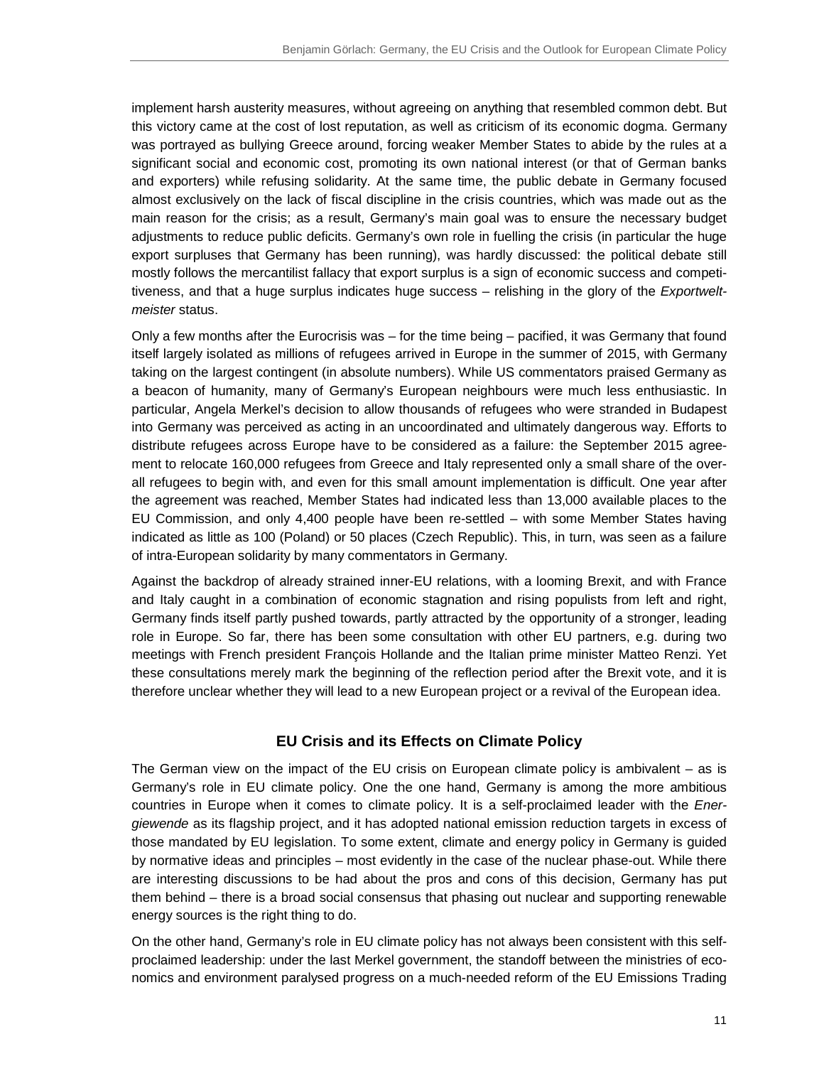implement harsh austerity measures, without agreeing on anything that resembled common debt. But this victory came at the cost of lost reputation, as well as criticism of its economic dogma. Germany was portrayed as bullying Greece around, forcing weaker Member States to abide by the rules at a significant social and economic cost, promoting its own national interest (or that of German banks and exporters) while refusing solidarity. At the same time, the public debate in Germany focused almost exclusively on the lack of fiscal discipline in the crisis countries, which was made out as the main reason for the crisis; as a result, Germany's main goal was to ensure the necessary budget adjustments to reduce public deficits. Germany's own role in fuelling the crisis (in particular the huge export surpluses that Germany has been running), was hardly discussed: the political debate still mostly follows the mercantilist fallacy that export surplus is a sign of economic success and competitiveness, and that a huge surplus indicates huge success – relishing in the glory of the *Exportweltmeister* status.

Only a few months after the Eurocrisis was – for the time being – pacified, it was Germany that found itself largely isolated as millions of refugees arrived in Europe in the summer of 2015, with Germany taking on the largest contingent (in absolute numbers). While US commentators praised Germany as a beacon of humanity, many of Germany's European neighbours were much less enthusiastic. In particular, Angela Merkel's decision to allow thousands of refugees who were stranded in Budapest into Germany was perceived as acting in an uncoordinated and ultimately dangerous way. Efforts to distribute refugees across Europe have to be considered as a failure: the September 2015 agreement to relocate 160,000 refugees from Greece and Italy represented only a small share of the overall refugees to begin with, and even for this small amount implementation is difficult. One year after the agreement was reached, Member States had indicated less than 13,000 available places to the EU Commission, and only 4,400 people have been re-settled – with some Member States having indicated as little as 100 (Poland) or 50 places (Czech Republic). This, in turn, was seen as a failure of intra-European solidarity by many commentators in Germany.

Against the backdrop of already strained inner-EU relations, with a looming Brexit, and with France and Italy caught in a combination of economic stagnation and rising populists from left and right, Germany finds itself partly pushed towards, partly attracted by the opportunity of a stronger, leading role in Europe. So far, there has been some consultation with other EU partners, e.g. during two meetings with French president François Hollande and the Italian prime minister Matteo Renzi. Yet these consultations merely mark the beginning of the reflection period after the Brexit vote, and it is therefore unclear whether they will lead to a new European project or a revival of the European idea.

## EU Crisis and its Effects on Climate Policy

The German view on the impact of the EU crisis on European climate policy is ambivalent – as is Germany's role in EU climate policy. One the one hand, Germany is among the more ambitious countries in Europe when it comes to climate policy. It is a self-proclaimed leader with the *Energiewende* as its flagship project, and it has adopted national emission reduction targets in excess of those mandated by EU legislation. To some extent, climate and energy policy in Germany is guided by normative ideas and principles – most evidently in the case of the nuclear phase-out. While there are interesting discussions to be had about the pros and cons of this decision, Germany has put them behind – there is a broad social consensus that phasing out nuclear and supporting renewable energy sources is the right thing to do.

On the other hand, Germany's role in EU climate policy has not always been consistent with this self-proclaimed leadership: under the last Merkel government, the standoff between the ministries of economics and environment paralysed progress on a much-needed reform of the EU Emissions Trading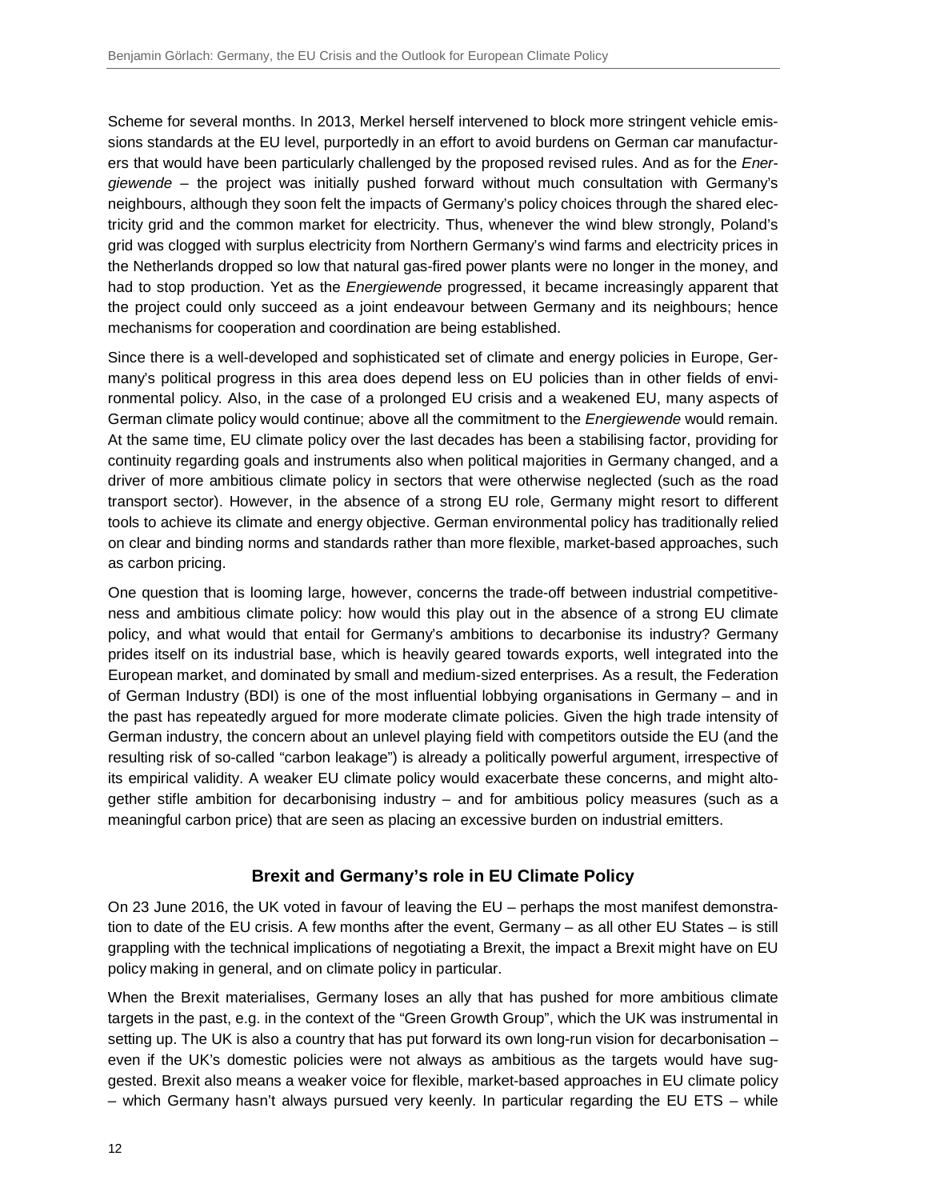Scheme for several months. In 2013, Merkel herself intervened to block more stringent vehicle emissions standards at the EU level, purportedly in an effort to avoid burdens on German car manufacturers that would have been particularly challenged by the proposed revised rules. And as for the *Energiewende* – the project was initially pushed forward without much consultation with Germany's neighbours, although they soon felt the impacts of Germany's policy choices through the shared electricity grid and the common market for electricity. Thus, whenever the wind blew strongly, Poland's grid was clogged with surplus electricity from Northern Germany's wind farms and electricity prices in the Netherlands dropped so low that natural gas-fired power plants were no longer in the money, and had to stop production. Yet as the *Energiewende* progressed, it became increasingly apparent that the project could only succeed as a joint endeavour between Germany and its neighbours; hence mechanisms for cooperation and coordination are being established.

Since there is a well-developed and sophisticated set of climate and energy policies in Europe, Germany's political progress in this area does depend less on EU policies than in other fields of environmental policy. Also, in the case of a prolonged EU crisis and a weakened EU, many aspects of German climate policy would continue; above all the commitment to the *Energiewende* would remain. At the same time, EU climate policy over the last decades has been a stabilising factor, providing for continuity regarding goals and instruments also when political majorities in Germany changed, and a driver of more ambitious climate policy in sectors that were otherwise neglected (such as the road transport sector). However, in the absence of a strong EU role, Germany might resort to different tools to achieve its climate and energy objective. German environmental policy has traditionally relied on clear and binding norms and standards rather than more flexible, market-based approaches, such as carbon pricing.

One question that is looming large, however, concerns the trade-off between industrial competitiveness and ambitious climate policy: how would this play out in the absence of a strong EU climate policy, and what would that entail for Germany's ambitions to decarbonise its industry? Germany prides itself on its industrial base, which is heavily geared towards exports, well integrated into the European market, and dominated by small and medium-sized enterprises. As a result, the Federation of German Industry (BDI) is one of the most influential lobbying organisations in Germany – and in the past has repeatedly argued for more moderate climate policies. Given the high trade intensity of German industry, the concern about an unlevel playing field with competitors outside the EU (and the resulting risk of so-called "carbon leakage") is already a politically powerful argument, irrespective of its empirical validity. A weaker EU climate policy would exacerbate these concerns, and might altogether stifle ambition for decarbonising industry – and for ambitious policy measures (such as a meaningful carbon price) that are seen as placing an excessive burden on industrial emitters.

## Brexit and Germany's role in EU Climate Policy

On 23 June 2016, the UK voted in favour of leaving the EU – perhaps the most manifest demonstration to date of the EU crisis. A few months after the event, Germany – as all other EU States – is still grappling with the technical implications of negotiating a Brexit, the impact a Brexit might have on EU policy making in general, and on climate policy in particular.

When the Brexit materialises, Germany loses an ally that has pushed for more ambitious climate targets in the past, e.g. in the context of the "Green Growth Group", which the UK was instrumental in setting up. The UK is also a country that has put forward its own long-run vision for decarbonisation – even if the UK's domestic policies were not always as ambitious as the targets would have suggested. Brexit also means a weaker voice for flexible, market-based approaches in EU climate policy – which Germany hasn't always pursued very keenly. In particular regarding the EU ETS – while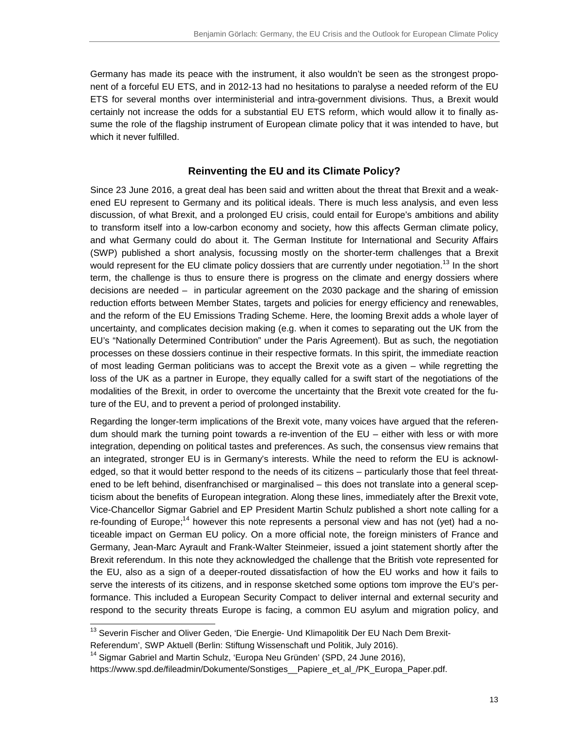Germany has made its peace with the instrument, it also wouldn't be seen as the strongest proponent of a forceful EU ETS, and in 2012-13 had no hesitations to paralyse a needed reform of the EU ETS for several months over interministerial and intra-government divisions. Thus, a Brexit would certainly not increase the odds for a substantial EU ETS reform, which would allow it to finally assume the role of the flagship instrument of European climate policy that it was intended to have, but which it never fulfilled.

## Reinventing the EU and its Climate Policy?

Since 23 June 2016, a great deal has been said and written about the threat that Brexit and a weakened EU represent to Germany and its political ideals. There is much less analysis, and even less discussion, of what Brexit, and a prolonged EU crisis, could entail for Europe's ambitions and ability to transform itself into a low-carbon economy and society, how this affects German climate policy, and what Germany could do about it. The German Institute for International and Security Affairs (SWP) published a short analysis, focussing mostly on the shorter-term challenges that a Brexit would represent for the EU climate policy dossiers that are currently under negotiation.[13] In the short term, the challenge is thus to ensure there is progress on the climate and energy dossiers where decisions are needed – in particular agreement on the 2030 package and the sharing of emission reduction efforts between Member States, targets and policies for energy efficiency and renewables, and the reform of the EU Emissions Trading Scheme. Here, the looming Brexit adds a whole layer of uncertainty, and complicates decision making (e.g. when it comes to separating out the UK from the EU's "Nationally Determined Contribution" under the Paris Agreement). But as such, the negotiation processes on these dossiers continue in their respective formats. In this spirit, the immediate reaction of most leading German politicians was to accept the Brexit vote as a given – while regretting the loss of the UK as a partner in Europe, they equally called for a swift start of the negotiations of the modalities of the Brexit, in order to overcome the uncertainty that the Brexit vote created for the future of the EU, and to prevent a period of prolonged instability.

Regarding the longer-term implications of the Brexit vote, many voices have argued that the referendum should mark the turning point towards a re-invention of the EU – either with less or with more integration, depending on political tastes and preferences. As such, the consensus view remains that an integrated, stronger EU is in Germany's interests. While the need to reform the EU is acknowledged, so that it would better respond to the needs of its citizens – particularly those that feel threatened to be left behind, disenfranchised or marginalised – this does not translate into a general scepticism about the benefits of European integration. Along these lines, immediately after the Brexit vote, Vice-Chancellor Sigmar Gabriel and EP President Martin Schulz published a short note calling for a re-founding of Europe;[14] however this note represents a personal view and has not (yet) had a noticeable impact on German EU policy. On a more official note, the foreign ministers of France and Germany, Jean-Marc Ayrault and Frank-Walter Steinmeier, issued a joint statement shortly after the Brexit referendum. In this note they acknowledged the challenge that the British vote represented for the EU, also as a sign of a deeper-routed dissatisfaction of how the EU works and how it fails to serve the interests of its citizens, and in response sketched some options tom improve the EU's performance. This included a European Security Compact to deliver internal and external security and respond to the security threats Europe is facing, a common EU asylum and migration policy, and

---

[13] Severin Fischer and Oliver Geden, 'Die Energie- Und Klimapolitik Der EU Nach Dem Brexit-Referendum', SWP Aktuell (Berlin: Stiftung Wissenschaft und Politik, July 2016).

[14] Sigmar Gabriel and Martin Schulz, 'Europa Neu Gründen' (SPD, 24 June 2016), https://www.spd.de/fileadmin/Dokumente/Sonstiges__Papiere_et_al_/PK_Europa_Paper.pdf.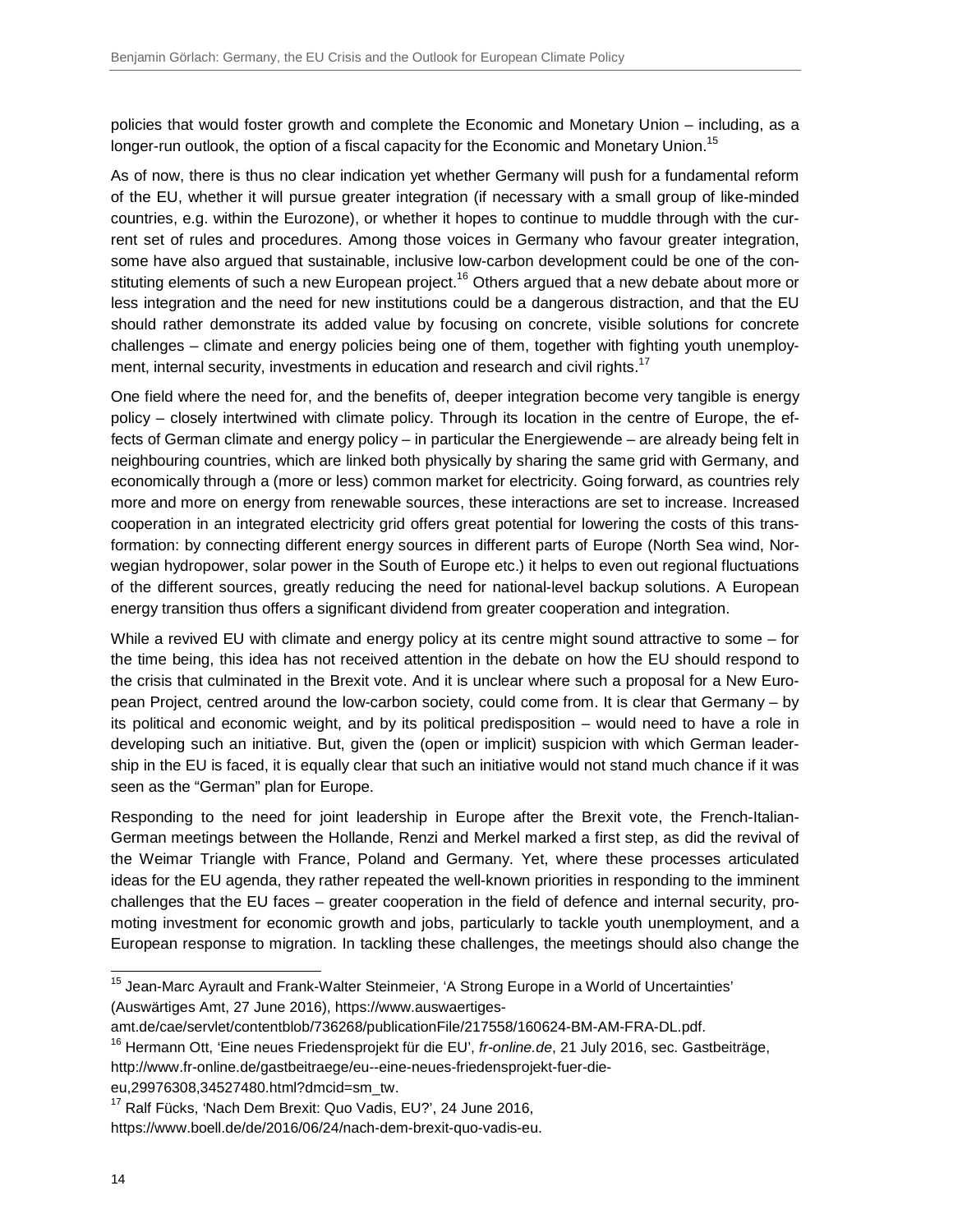policies that would foster growth and complete the Economic and Monetary Union – including, as a longer-run outlook, the option of a fiscal capacity for the Economic and Monetary Union.[15]

As of now, there is thus no clear indication yet whether Germany will push for a fundamental reform of the EU, whether it will pursue greater integration (if necessary with a small group of like-minded countries, e.g. within the Eurozone), or whether it hopes to continue to muddle through with the current set of rules and procedures. Among those voices in Germany who favour greater integration, some have also argued that sustainable, inclusive low-carbon development could be one of the constituting elements of such a new European project.[16] Others argued that a new debate about more or less integration and the need for new institutions could be a dangerous distraction, and that the EU should rather demonstrate its added value by focusing on concrete, visible solutions for concrete challenges – climate and energy policies being one of them, together with fighting youth unemployment, internal security, investments in education and research and civil rights.[17]

One field where the need for, and the benefits of, deeper integration become very tangible is energy policy – closely intertwined with climate policy. Through its location in the centre of Europe, the effects of German climate and energy policy – in particular the Energiewende – are already being felt in neighbouring countries, which are linked both physically by sharing the same grid with Germany, and economically through a (more or less) common market for electricity. Going forward, as countries rely more and more on energy from renewable sources, these interactions are set to increase. Increased cooperation in an integrated electricity grid offers great potential for lowering the costs of this transformation: by connecting different energy sources in different parts of Europe (North Sea wind, Norwegian hydropower, solar power in the South of Europe etc.) it helps to even out regional fluctuations of the different sources, greatly reducing the need for national-level backup solutions. A European energy transition thus offers a significant dividend from greater cooperation and integration.

While a revived EU with climate and energy policy at its centre might sound attractive to some – for the time being, this idea has not received attention in the debate on how the EU should respond to the crisis that culminated in the Brexit vote. And it is unclear where such a proposal for a New European Project, centred around the low-carbon society, could come from. It is clear that Germany – by its political and economic weight, and by its political predisposition – would need to have a role in developing such an initiative. But, given the (open or implicit) suspicion with which German leadership in the EU is faced, it is equally clear that such an initiative would not stand much chance if it was seen as the "German" plan for Europe.

Responding to the need for joint leadership in Europe after the Brexit vote, the French-Italian-German meetings between the Hollande, Renzi and Merkel marked a first step, as did the revival of the Weimar Triangle with France, Poland and Germany. Yet, where these processes articulated ideas for the EU agenda, they rather repeated the well-known priorities in responding to the imminent challenges that the EU faces – greater cooperation in the field of defence and internal security, promoting investment for economic growth and jobs, particularly to tackle youth unemployment, and a European response to migration. In tackling these challenges, the meetings should also change the

---

[15] Jean-Marc Ayrault and Frank-Walter Steinmeier, 'A Strong Europe in a World of Uncertainties' (Auswärtiges Amt, 27 June 2016), https://www.auswaertiges-amt.de/cae/servlet/contentblob/736268/publicationFile/217558/160624-BM-AM-FRA-DL.pdf.

[16] Hermann Ott, 'Eine neues Friedensprojekt für die EU', *fr-online.de*, 21 July 2016, sec. Gastbeiträge, http://www.fr-online.de/gastbeitraege/eu--eine-neues-friedensprojekt-fuer-die-eu,29976308,34527480.html?dmcid=sm_tw.

[17] Ralf Fücks, 'Nach Dem Brexit: Quo Vadis, EU?', 24 June 2016, https://www.boell.de/de/2016/06/24/nach-dem-brexit-quo-vadis-eu.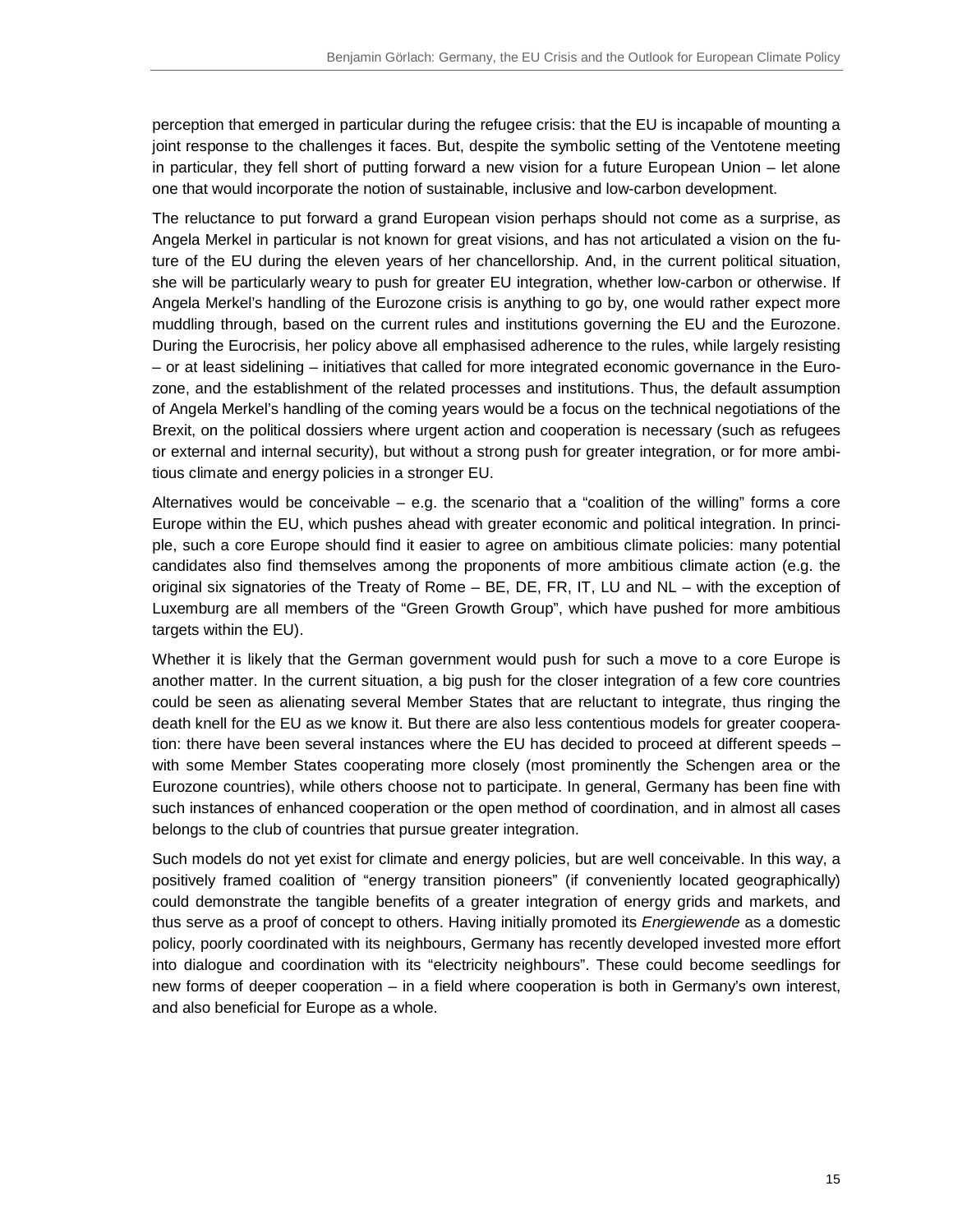perception that emerged in particular during the refugee crisis: that the EU is incapable of mounting a joint response to the challenges it faces. But, despite the symbolic setting of the Ventotene meeting in particular, they fell short of putting forward a new vision for a future European Union – let alone one that would incorporate the notion of sustainable, inclusive and low-carbon development.

The reluctance to put forward a grand European vision perhaps should not come as a surprise, as Angela Merkel in particular is not known for great visions, and has not articulated a vision on the future of the EU during the eleven years of her chancellorship. And, in the current political situation, she will be particularly weary to push for greater EU integration, whether low-carbon or otherwise. If Angela Merkel's handling of the Eurozone crisis is anything to go by, one would rather expect more muddling through, based on the current rules and institutions governing the EU and the Eurozone. During the Eurocrisis, her policy above all emphasised adherence to the rules, while largely resisting – or at least sidelining – initiatives that called for more integrated economic governance in the Eurozone, and the establishment of the related processes and institutions. Thus, the default assumption of Angela Merkel's handling of the coming years would be a focus on the technical negotiations of the Brexit, on the political dossiers where urgent action and cooperation is necessary (such as refugees or external and internal security), but without a strong push for greater integration, or for more ambitious climate and energy policies in a stronger EU.

Alternatives would be conceivable – e.g. the scenario that a "coalition of the willing" forms a core Europe within the EU, which pushes ahead with greater economic and political integration. In principle, such a core Europe should find it easier to agree on ambitious climate policies: many potential candidates also find themselves among the proponents of more ambitious climate action (e.g. the original six signatories of the Treaty of Rome – BE, DE, FR, IT, LU and NL – with the exception of Luxemburg are all members of the "Green Growth Group", which have pushed for more ambitious targets within the EU).

Whether it is likely that the German government would push for such a move to a core Europe is another matter. In the current situation, a big push for the closer integration of a few core countries could be seen as alienating several Member States that are reluctant to integrate, thus ringing the death knell for the EU as we know it. But there are also less contentious models for greater cooperation: there have been several instances where the EU has decided to proceed at different speeds – with some Member States cooperating more closely (most prominently the Schengen area or the Eurozone countries), while others choose not to participate. In general, Germany has been fine with such instances of enhanced cooperation or the open method of coordination, and in almost all cases belongs to the club of countries that pursue greater integration.

Such models do not yet exist for climate and energy policies, but are well conceivable. In this way, a positively framed coalition of "energy transition pioneers" (if conveniently located geographically) could demonstrate the tangible benefits of a greater integration of energy grids and markets, and thus serve as a proof of concept to others. Having initially promoted its *Energiewende* as a domestic policy, poorly coordinated with its neighbours, Germany has recently developed invested more effort into dialogue and coordination with its "electricity neighbours". These could become seedlings for new forms of deeper cooperation – in a field where cooperation is both in Germany's own interest, and also beneficial for Europe as a whole.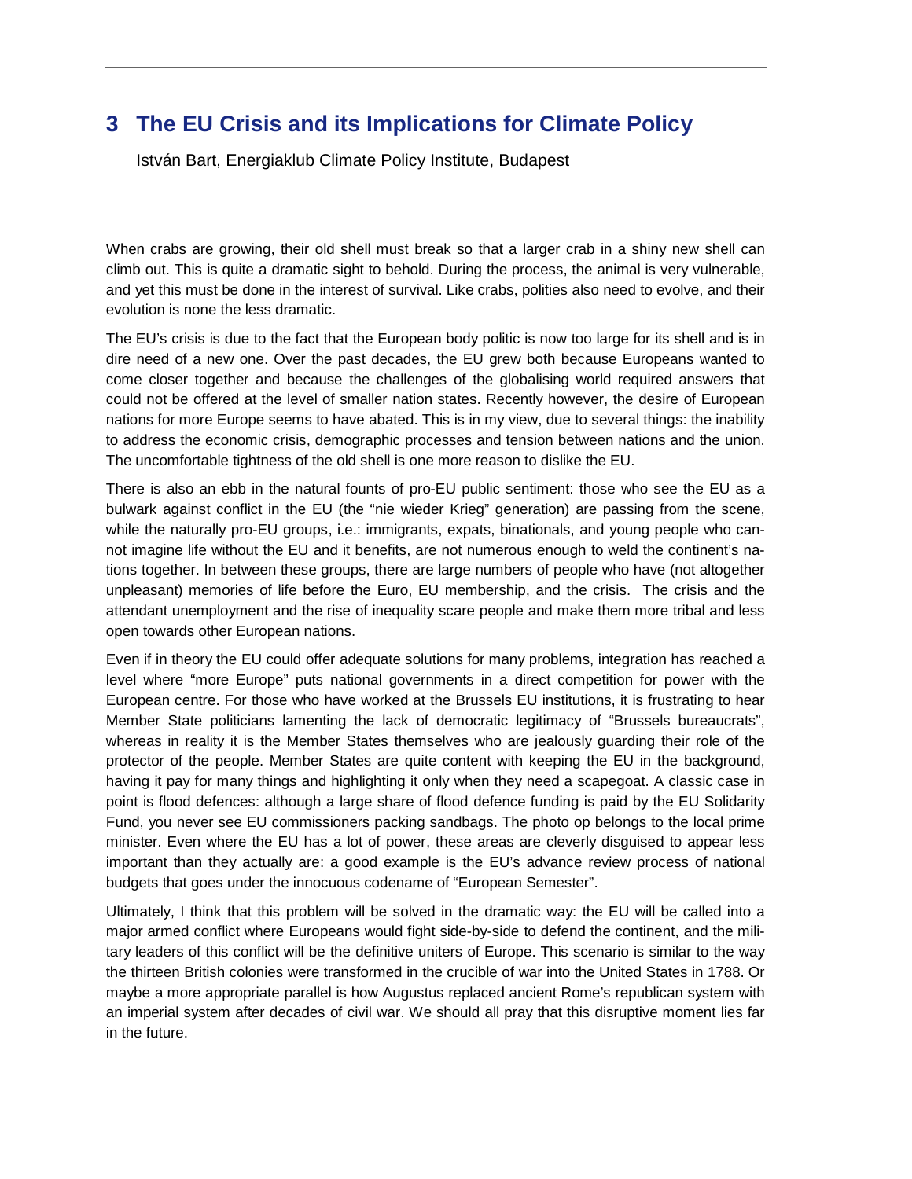# 3 The EU Crisis and its Implications for Climate Policy

István Bart, Energiaklub Climate Policy Institute, Budapest

When crabs are growing, their old shell must break so that a larger crab in a shiny new shell can climb out. This is quite a dramatic sight to behold. During the process, the animal is very vulnerable, and yet this must be done in the interest of survival. Like crabs, polities also need to evolve, and their evolution is none the less dramatic.

The EU's crisis is due to the fact that the European body politic is now too large for its shell and is in dire need of a new one. Over the past decades, the EU grew both because Europeans wanted to come closer together and because the challenges of the globalising world required answers that could not be offered at the level of smaller nation states. Recently however, the desire of European nations for more Europe seems to have abated. This is in my view, due to several things: the inability to address the economic crisis, demographic processes and tension between nations and the union. The uncomfortable tightness of the old shell is one more reason to dislike the EU.

There is also an ebb in the natural founts of pro-EU public sentiment: those who see the EU as a bulwark against conflict in the EU (the "nie wieder Krieg" generation) are passing from the scene, while the naturally pro-EU groups, i.e.: immigrants, expats, binationals, and young people who cannot imagine life without the EU and it benefits, are not numerous enough to weld the continent's nations together. In between these groups, there are large numbers of people who have (not altogether unpleasant) memories of life before the Euro, EU membership, and the crisis. The crisis and the attendant unemployment and the rise of inequality scare people and make them more tribal and less open towards other European nations.

Even if in theory the EU could offer adequate solutions for many problems, integration has reached a level where "more Europe" puts national governments in a direct competition for power with the European centre. For those who have worked at the Brussels EU institutions, it is frustrating to hear Member State politicians lamenting the lack of democratic legitimacy of "Brussels bureaucrats", whereas in reality it is the Member States themselves who are jealously guarding their role of the protector of the people. Member States are quite content with keeping the EU in the background, having it pay for many things and highlighting it only when they need a scapegoat. A classic case in point is flood defences: although a large share of flood defence funding is paid by the EU Solidarity Fund, you never see EU commissioners packing sandbags. The photo op belongs to the local prime minister. Even where the EU has a lot of power, these areas are cleverly disguised to appear less important than they actually are: a good example is the EU's advance review process of national budgets that goes under the innocuous codename of "European Semester".

Ultimately, I think that this problem will be solved in the dramatic way: the EU will be called into a major armed conflict where Europeans would fight side-by-side to defend the continent, and the military leaders of this conflict will be the definitive uniters of Europe. This scenario is similar to the way the thirteen British colonies were transformed in the crucible of war into the United States in 1788. Or maybe a more appropriate parallel is how Augustus replaced ancient Rome's republican system with an imperial system after decades of civil war. We should all pray that this disruptive moment lies far in the future.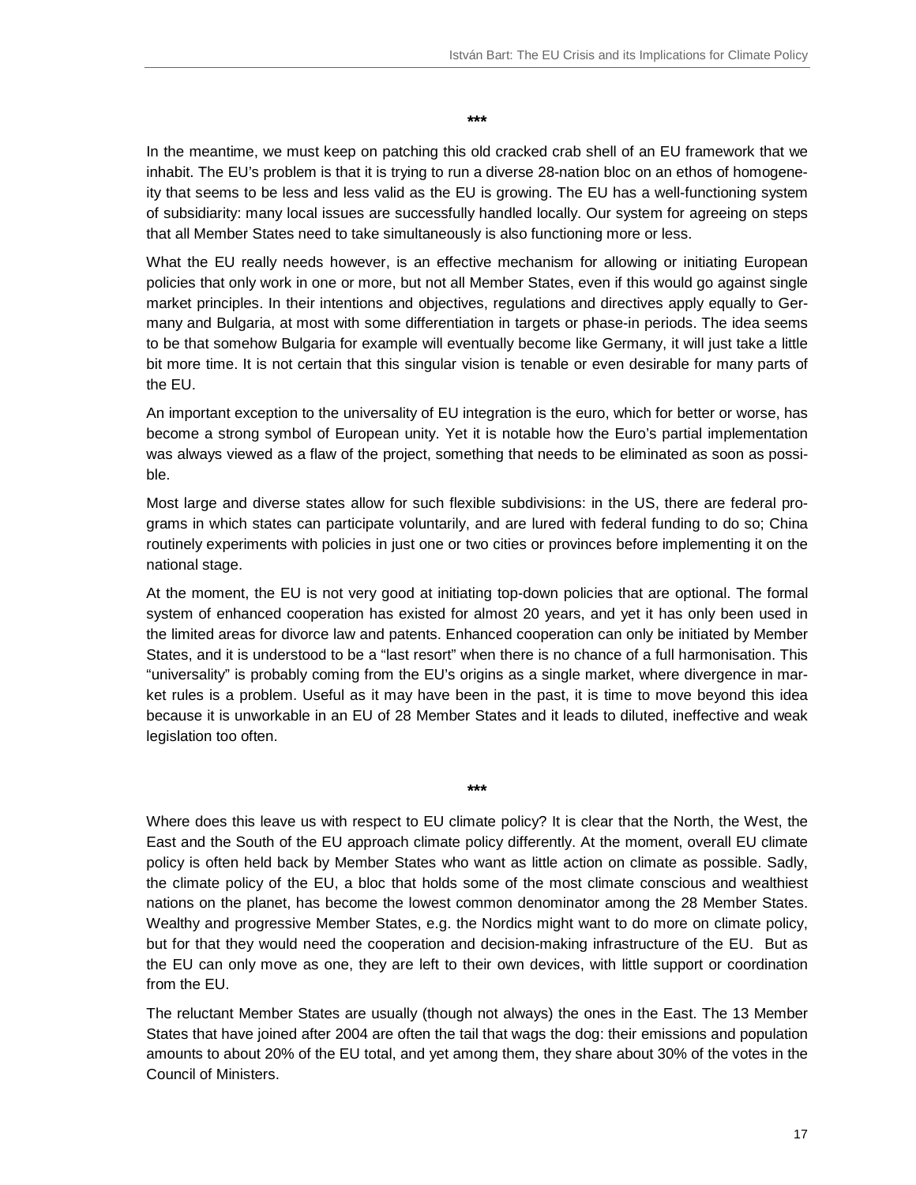\*\*\*

In the meantime, we must keep on patching this old cracked crab shell of an EU framework that we inhabit. The EU's problem is that it is trying to run a diverse 28-nation bloc on an ethos of homogeneity that seems to be less and less valid as the EU is growing. The EU has a well-functioning system of subsidiarity: many local issues are successfully handled locally. Our system for agreeing on steps that all Member States need to take simultaneously is also functioning more or less.

What the EU really needs however, is an effective mechanism for allowing or initiating European policies that only work in one or more, but not all Member States, even if this would go against single market principles. In their intentions and objectives, regulations and directives apply equally to Germany and Bulgaria, at most with some differentiation in targets or phase-in periods. The idea seems to be that somehow Bulgaria for example will eventually become like Germany, it will just take a little bit more time. It is not certain that this singular vision is tenable or even desirable for many parts of the EU.

An important exception to the universality of EU integration is the euro, which for better or worse, has become a strong symbol of European unity. Yet it is notable how the Euro's partial implementation was always viewed as a flaw of the project, something that needs to be eliminated as soon as possible.

Most large and diverse states allow for such flexible subdivisions: in the US, there are federal programs in which states can participate voluntarily, and are lured with federal funding to do so; China routinely experiments with policies in just one or two cities or provinces before implementing it on the national stage.

At the moment, the EU is not very good at initiating top-down policies that are optional. The formal system of enhanced cooperation has existed for almost 20 years, and yet it has only been used in the limited areas for divorce law and patents. Enhanced cooperation can only be initiated by Member States, and it is understood to be a "last resort" when there is no chance of a full harmonisation. This "universality" is probably coming from the EU's origins as a single market, where divergence in market rules is a problem. Useful as it may have been in the past, it is time to move beyond this idea because it is unworkable in an EU of 28 Member States and it leads to diluted, ineffective and weak legislation too often.

\*\*\*

Where does this leave us with respect to EU climate policy? It is clear that the North, the West, the East and the South of the EU approach climate policy differently. At the moment, overall EU climate policy is often held back by Member States who want as little action on climate as possible. Sadly, the climate policy of the EU, a bloc that holds some of the most climate conscious and wealthiest nations on the planet, has become the lowest common denominator among the 28 Member States. Wealthy and progressive Member States, e.g. the Nordics might want to do more on climate policy, but for that they would need the cooperation and decision-making infrastructure of the EU. But as the EU can only move as one, they are left to their own devices, with little support or coordination from the EU.

The reluctant Member States are usually (though not always) the ones in the East. The 13 Member States that have joined after 2004 are often the tail that wags the dog: their emissions and population amounts to about 20% of the EU total, and yet among them, they share about 30% of the votes in the Council of Ministers.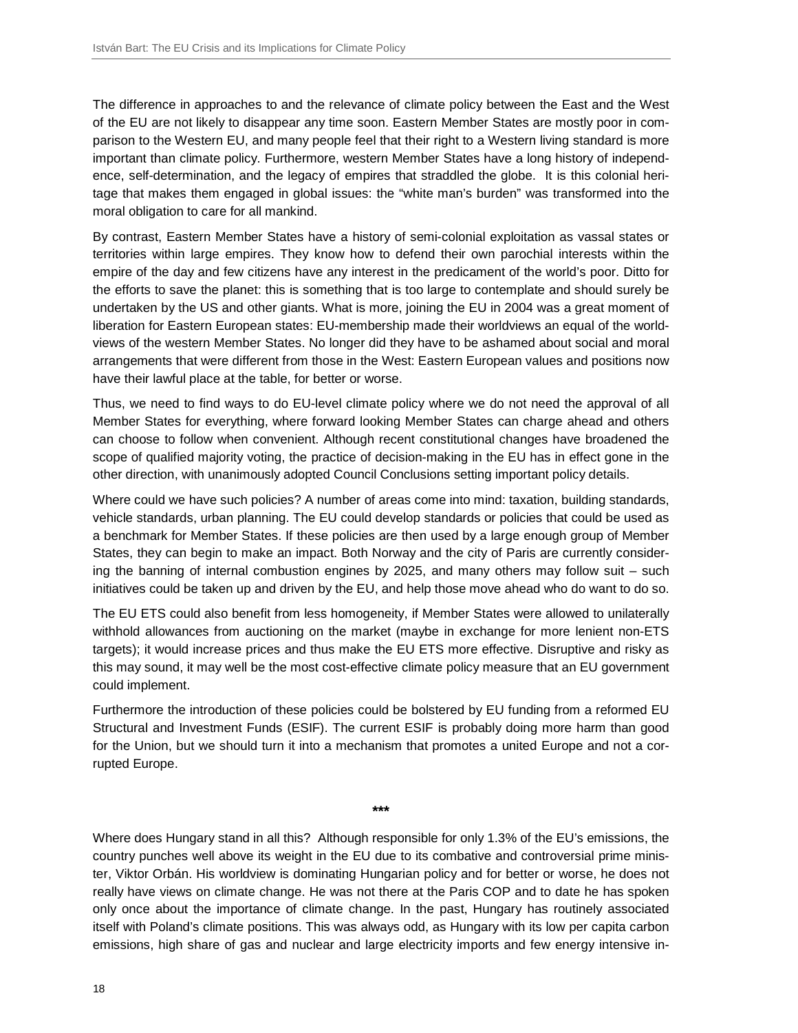The difference in approaches to and the relevance of climate policy between the East and the West of the EU are not likely to disappear any time soon. Eastern Member States are mostly poor in comparison to the Western EU, and many people feel that their right to a Western living standard is more important than climate policy. Furthermore, western Member States have a long history of independence, self-determination, and the legacy of empires that straddled the globe. It is this colonial heritage that makes them engaged in global issues: the "white man's burden" was transformed into the moral obligation to care for all mankind.

By contrast, Eastern Member States have a history of semi-colonial exploitation as vassal states or territories within large empires. They know how to defend their own parochial interests within the empire of the day and few citizens have any interest in the predicament of the world's poor. Ditto for the efforts to save the planet: this is something that is too large to contemplate and should surely be undertaken by the US and other giants. What is more, joining the EU in 2004 was a great moment of liberation for Eastern European states: EU-membership made their worldviews an equal of the worldviews of the western Member States. No longer did they have to be ashamed about social and moral arrangements that were different from those in the West: Eastern European values and positions now have their lawful place at the table, for better or worse.

Thus, we need to find ways to do EU-level climate policy where we do not need the approval of all Member States for everything, where forward looking Member States can charge ahead and others can choose to follow when convenient. Although recent constitutional changes have broadened the scope of qualified majority voting, the practice of decision-making in the EU has in effect gone in the other direction, with unanimously adopted Council Conclusions setting important policy details.

Where could we have such policies? A number of areas come into mind: taxation, building standards, vehicle standards, urban planning. The EU could develop standards or policies that could be used as a benchmark for Member States. If these policies are then used by a large enough group of Member States, they can begin to make an impact. Both Norway and the city of Paris are currently considering the banning of internal combustion engines by 2025, and many others may follow suit – such initiatives could be taken up and driven by the EU, and help those move ahead who do want to do so.

The EU ETS could also benefit from less homogeneity, if Member States were allowed to unilaterally withhold allowances from auctioning on the market (maybe in exchange for more lenient non-ETS targets); it would increase prices and thus make the EU ETS more effective. Disruptive and risky as this may sound, it may well be the most cost-effective climate policy measure that an EU government could implement.

Furthermore the introduction of these policies could be bolstered by EU funding from a reformed EU Structural and Investment Funds (ESIF). The current ESIF is probably doing more harm than good for the Union, but we should turn it into a mechanism that promotes a united Europe and not a corrupted Europe.

***

Where does Hungary stand in all this? Although responsible for only 1.3% of the EU's emissions, the country punches well above its weight in the EU due to its combative and controversial prime minister, Viktor Orbán. His worldview is dominating Hungarian policy and for better or worse, he does not really have views on climate change. He was not there at the Paris COP and to date he has spoken only once about the importance of climate change. In the past, Hungary has routinely associated itself with Poland's climate positions. This was always odd, as Hungary with its low per capita carbon emissions, high share of gas and nuclear and large electricity imports and few energy intensive in-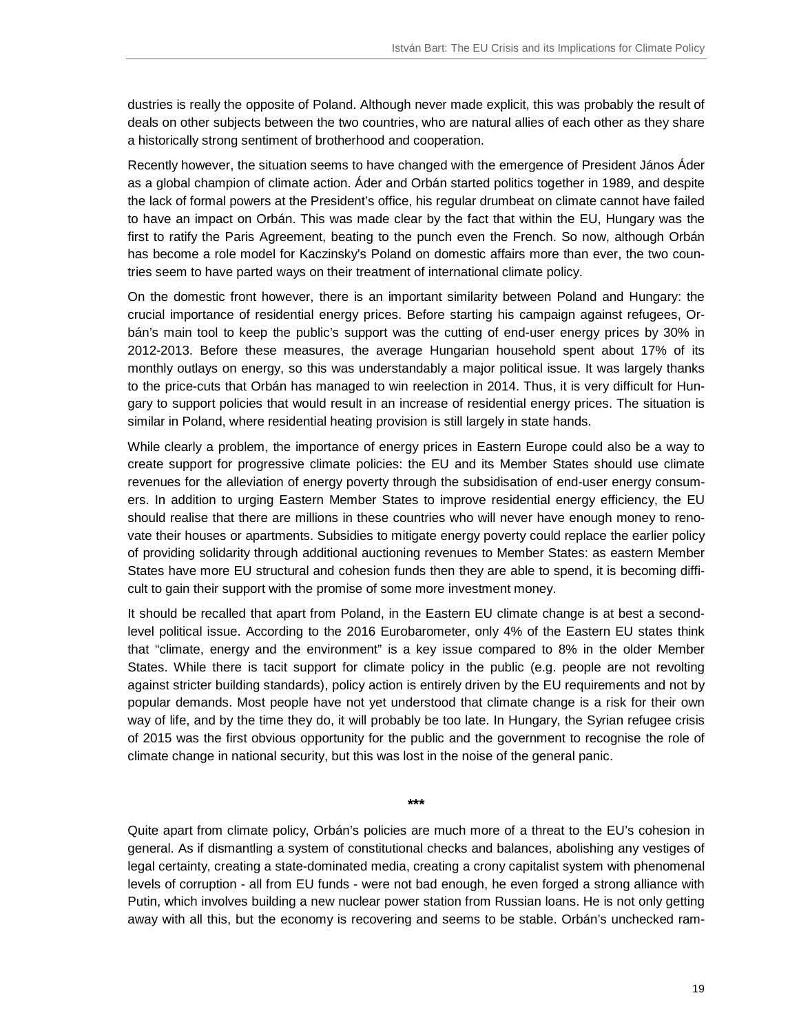dustries is really the opposite of Poland. Although never made explicit, this was probably the result of deals on other subjects between the two countries, who are natural allies of each other as they share a historically strong sentiment of brotherhood and cooperation.

Recently however, the situation seems to have changed with the emergence of President János Áder as a global champion of climate action. Áder and Orbán started politics together in 1989, and despite the lack of formal powers at the President's office, his regular drumbeat on climate cannot have failed to have an impact on Orbán. This was made clear by the fact that within the EU, Hungary was the first to ratify the Paris Agreement, beating to the punch even the French. So now, although Orbán has become a role model for Kaczinsky's Poland on domestic affairs more than ever, the two countries seem to have parted ways on their treatment of international climate policy.

On the domestic front however, there is an important similarity between Poland and Hungary: the crucial importance of residential energy prices. Before starting his campaign against refugees, Orbán's main tool to keep the public's support was the cutting of end-user energy prices by 30% in 2012-2013. Before these measures, the average Hungarian household spent about 17% of its monthly outlays on energy, so this was understandably a major political issue. It was largely thanks to the price-cuts that Orbán has managed to win reelection in 2014. Thus, it is very difficult for Hungary to support policies that would result in an increase of residential energy prices. The situation is similar in Poland, where residential heating provision is still largely in state hands.

While clearly a problem, the importance of energy prices in Eastern Europe could also be a way to create support for progressive climate policies: the EU and its Member States should use climate revenues for the alleviation of energy poverty through the subsidisation of end-user energy consumers. In addition to urging Eastern Member States to improve residential energy efficiency, the EU should realise that there are millions in these countries who will never have enough money to renovate their houses or apartments. Subsidies to mitigate energy poverty could replace the earlier policy of providing solidarity through additional auctioning revenues to Member States: as eastern Member States have more EU structural and cohesion funds then they are able to spend, it is becoming difficult to gain their support with the promise of some more investment money.

It should be recalled that apart from Poland, in the Eastern EU climate change is at best a second-level political issue. According to the 2016 Eurobarometer, only 4% of the Eastern EU states think that "climate, energy and the environment" is a key issue compared to 8% in the older Member States. While there is tacit support for climate policy in the public (e.g. people are not revolting against stricter building standards), policy action is entirely driven by the EU requirements and not by popular demands. Most people have not yet understood that climate change is a risk for their own way of life, and by the time they do, it will probably be too late. In Hungary, the Syrian refugee crisis of 2015 was the first obvious opportunity for the public and the government to recognise the role of climate change in national security, but this was lost in the noise of the general panic.

***

Quite apart from climate policy, Orbán's policies are much more of a threat to the EU's cohesion in general. As if dismantling a system of constitutional checks and balances, abolishing any vestiges of legal certainty, creating a state-dominated media, creating a crony capitalist system with phenomenal levels of corruption - all from EU funds - were not bad enough, he even forged a strong alliance with Putin, which involves building a new nuclear power station from Russian loans. He is not only getting away with all this, but the economy is recovering and seems to be stable. Orbán's unchecked ram-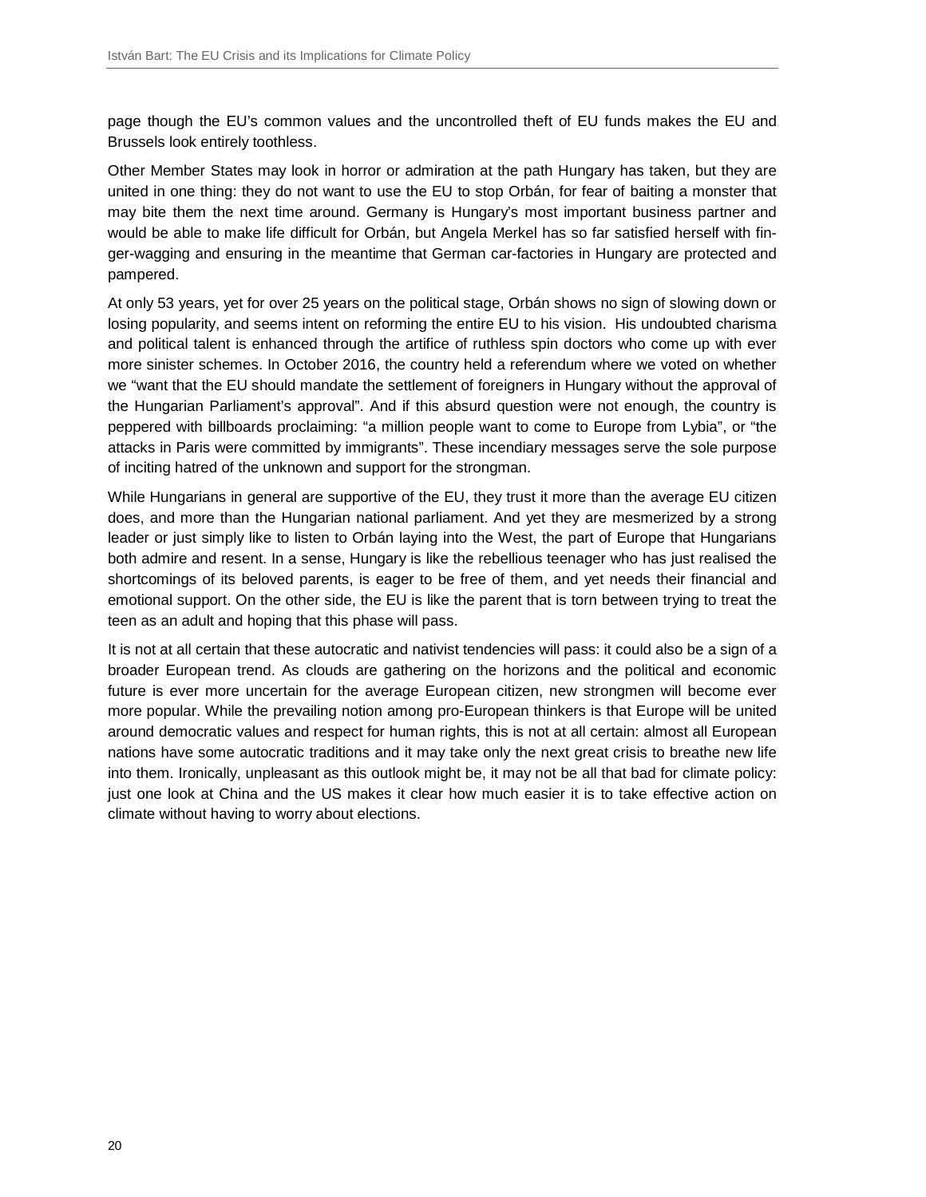page though the EU's common values and the uncontrolled theft of EU funds makes the EU and Brussels look entirely toothless.

Other Member States may look in horror or admiration at the path Hungary has taken, but they are united in one thing: they do not want to use the EU to stop Orbán, for fear of baiting a monster that may bite them the next time around. Germany is Hungary's most important business partner and would be able to make life difficult for Orbán, but Angela Merkel has so far satisfied herself with finger-wagging and ensuring in the meantime that German car-factories in Hungary are protected and pampered.

At only 53 years, yet for over 25 years on the political stage, Orbán shows no sign of slowing down or losing popularity, and seems intent on reforming the entire EU to his vision. His undoubted charisma and political talent is enhanced through the artifice of ruthless spin doctors who come up with ever more sinister schemes. In October 2016, the country held a referendum where we voted on whether we "want that the EU should mandate the settlement of foreigners in Hungary without the approval of the Hungarian Parliament's approval". And if this absurd question were not enough, the country is peppered with billboards proclaiming: "a million people want to come to Europe from Lybia", or "the attacks in Paris were committed by immigrants". These incendiary messages serve the sole purpose of inciting hatred of the unknown and support for the strongman.

While Hungarians in general are supportive of the EU, they trust it more than the average EU citizen does, and more than the Hungarian national parliament. And yet they are mesmerized by a strong leader or just simply like to listen to Orbán laying into the West, the part of Europe that Hungarians both admire and resent. In a sense, Hungary is like the rebellious teenager who has just realised the shortcomings of its beloved parents, is eager to be free of them, and yet needs their financial and emotional support. On the other side, the EU is like the parent that is torn between trying to treat the teen as an adult and hoping that this phase will pass.

It is not at all certain that these autocratic and nativist tendencies will pass: it could also be a sign of a broader European trend. As clouds are gathering on the horizons and the political and economic future is ever more uncertain for the average European citizen, new strongmen will become ever more popular. While the prevailing notion among pro-European thinkers is that Europe will be united around democratic values and respect for human rights, this is not at all certain: almost all European nations have some autocratic traditions and it may take only the next great crisis to breathe new life into them. Ironically, unpleasant as this outlook might be, it may not be all that bad for climate policy: just one look at China and the US makes it clear how much easier it is to take effective action on climate without having to worry about elections.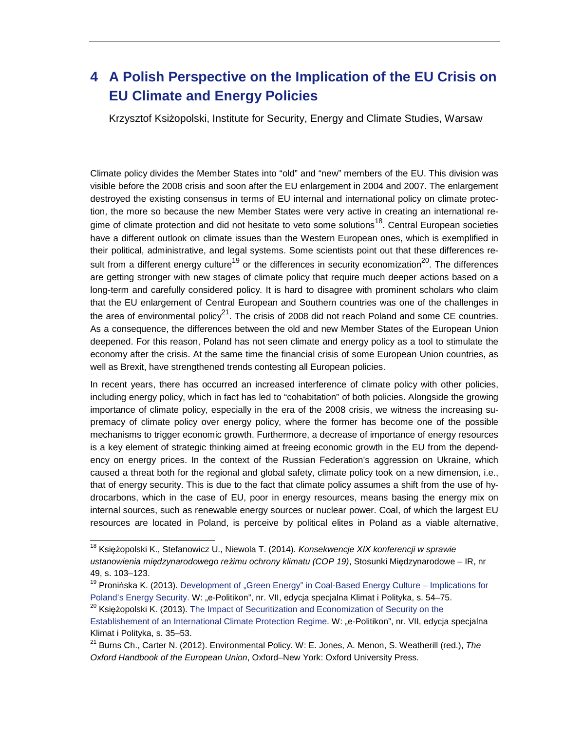# 4 A Polish Perspective on the Implication of the EU Crisis on EU Climate and Energy Policies

Krzysztof Ksiżopolski, Institute for Security, Energy and Climate Studies, Warsaw

Climate policy divides the Member States into "old" and "new" members of the EU. This division was visible before the 2008 crisis and soon after the EU enlargement in 2004 and 2007. The enlargement destroyed the existing consensus in terms of EU internal and international policy on climate protection, the more so because the new Member States were very active in creating an international regime of climate protection and did not hesitate to veto some solutions[18]. Central European societies have a different outlook on climate issues than the Western European ones, which is exemplified in their political, administrative, and legal systems. Some scientists point out that these differences result from a different energy culture[19] or the differences in security economization[20]. The differences are getting stronger with new stages of climate policy that require much deeper actions based on a long-term and carefully considered policy. It is hard to disagree with prominent scholars who claim that the EU enlargement of Central European and Southern countries was one of the challenges in the area of environmental policy[21]. The crisis of 2008 did not reach Poland and some CE countries. As a consequence, the differences between the old and new Member States of the European Union deepened. For this reason, Poland has not seen climate and energy policy as a tool to stimulate the economy after the crisis. At the same time the financial crisis of some European Union countries, as well as Brexit, have strengthened trends contesting all European policies.

In recent years, there has occurred an increased interference of climate policy with other policies, including energy policy, which in fact has led to "cohabitation" of both policies. Alongside the growing importance of climate policy, especially in the era of the 2008 crisis, we witness the increasing supremacy of climate policy over energy policy, where the former has become one of the possible mechanisms to trigger economic growth. Furthermore, a decrease of importance of energy resources is a key element of strategic thinking aimed at freeing economic growth in the EU from the dependency on energy prices. In the context of the Russian Federation's aggression on Ukraine, which caused a threat both for the regional and global safety, climate policy took on a new dimension, i.e., that of energy security. This is due to the fact that climate policy assumes a shift from the use of hydrocarbons, which in the case of EU, poor in energy resources, means basing the energy mix on internal sources, such as renewable energy sources or nuclear power. Coal, of which the largest EU resources are located in Poland, is perceive by political elites in Poland as a viable alternative,

---

[18] Księżopolski K., Stefanowicz U., Niewola T. (2014). *Konsekwencje XIX konferencji w sprawie ustanowienia międzynarodowego reżimu ochrony klimatu (COP 19)*, Stosunki Międzynarodowe – IR, nr 49, s. 103–123.

[19] Pronińska K. (2013). Development of „Green Energy" in Coal-Based Energy Culture – Implications for Poland's Energy Security. W: „e-Politikon", nr. VII, edycja specjalna Klimat i Polityka, s. 54–75.

[20] Księżopolski K. (2013). The Impact of Securitization and Economization of Security on the Establishement of an International Climate Protection Regime. W: „e-Politikon", nr. VII, edycja specjalna Klimat i Polityka, s. 35–53.

[21] Burns Ch., Carter N. (2012). Environmental Policy. W: E. Jones, A. Menon, S. Weatherill (red.), *The Oxford Handbook of the European Union*, Oxford–New York: Oxford University Press.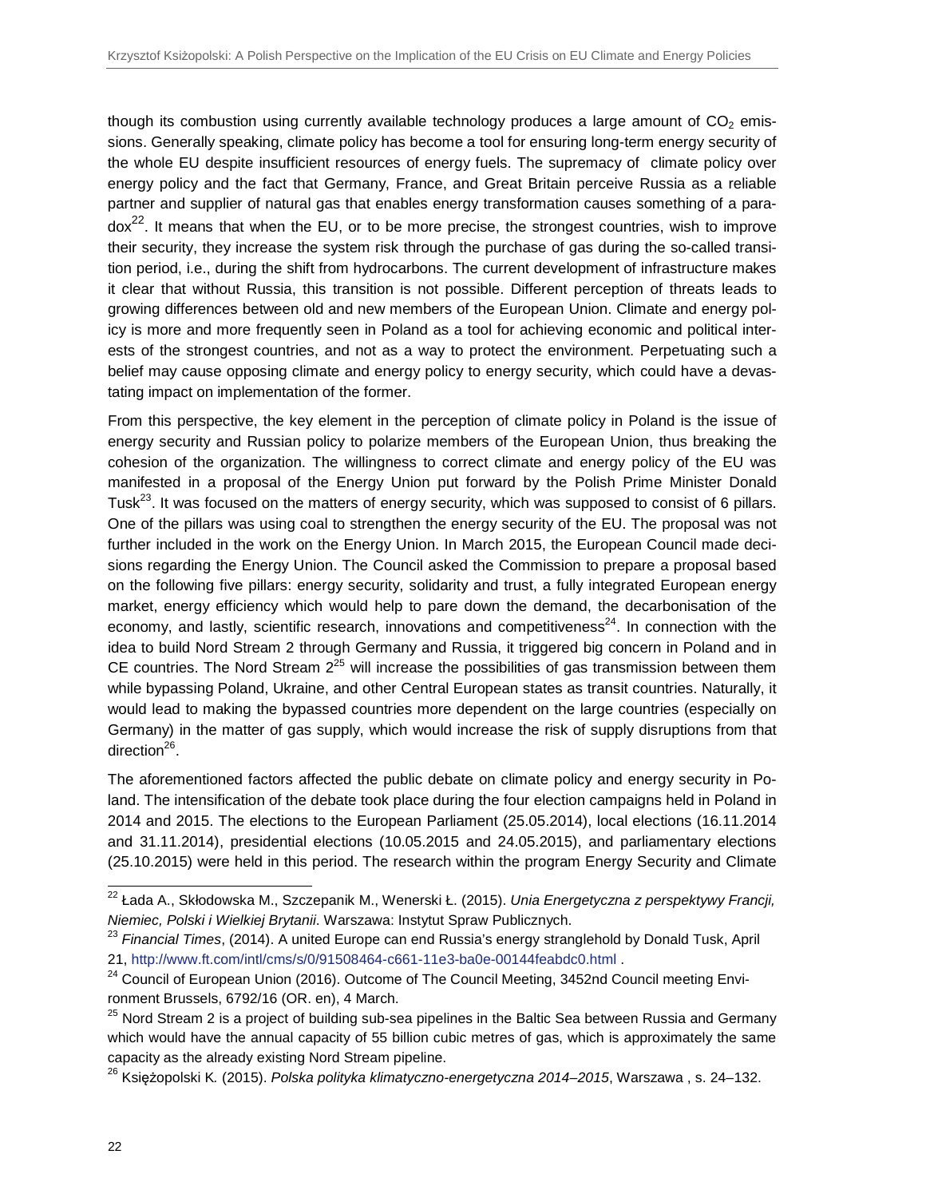though its combustion using currently available technology produces a large amount of $CO_2$ emissions. Generally speaking, climate policy has become a tool for ensuring long-term energy security of the whole EU despite insufficient resources of energy fuels. The supremacy of climate policy over energy policy and the fact that Germany, France, and Great Britain perceive Russia as a reliable partner and supplier of natural gas that enables energy transformation causes something of a paradox[22]. It means that when the EU, or to be more precise, the strongest countries, wish to improve their security, they increase the system risk through the purchase of gas during the so-called transition period, i.e., during the shift from hydrocarbons. The current development of infrastructure makes it clear that without Russia, this transition is not possible. Different perception of threats leads to growing differences between old and new members of the European Union. Climate and energy policy is more and more frequently seen in Poland as a tool for achieving economic and political interests of the strongest countries, and not as a way to protect the environment. Perpetuating such a belief may cause opposing climate and energy policy to energy security, which could have a devastating impact on implementation of the former.

From this perspective, the key element in the perception of climate policy in Poland is the issue of energy security and Russian policy to polarize members of the European Union, thus breaking the cohesion of the organization. The willingness to correct climate and energy policy of the EU was manifested in a proposal of the Energy Union put forward by the Polish Prime Minister Donald Tusk[23]. It was focused on the matters of energy security, which was supposed to consist of 6 pillars. One of the pillars was using coal to strengthen the energy security of the EU. The proposal was not further included in the work on the Energy Union. In March 2015, the European Council made decisions regarding the Energy Union. The Council asked the Commission to prepare a proposal based on the following five pillars: energy security, solidarity and trust, a fully integrated European energy market, energy efficiency which would help to pare down the demand, the decarbonisation of the economy, and lastly, scientific research, innovations and competitiveness[24]. In connection with the idea to build Nord Stream 2 through Germany and Russia, it triggered big concern in Poland and in CE countries. The Nord Stream 2[25] will increase the possibilities of gas transmission between them while bypassing Poland, Ukraine, and other Central European states as transit countries. Naturally, it would lead to making the bypassed countries more dependent on the large countries (especially on Germany) in the matter of gas supply, which would increase the risk of supply disruptions from that direction[26].

The aforementioned factors affected the public debate on climate policy and energy security in Poland. The intensification of the debate took place during the four election campaigns held in Poland in 2014 and 2015. The elections to the European Parliament (25.05.2014), local elections (16.11.2014 and 31.11.2014), presidential elections (10.05.2015 and 24.05.2015), and parliamentary elections (25.10.2015) were held in this period. The research within the program Energy Security and Climate

---

[22] Łada A., Skłodowska M., Szczepanik M., Wenerski Ł. (2015). *Unia Energetyczna z perspektywy Francji, Niemiec, Polski i Wielkiej Brytanii*. Warszawa: Instytut Spraw Publicznych.

[23] *Financial Times*, (2014). A united Europe can end Russia's energy stranglehold by Donald Tusk, April 21, http://www.ft.com/intl/cms/s/0/91508464-c661-11e3-ba0e-00144feabdc0.html .

[24] Council of European Union (2016). Outcome of The Council Meeting, 3452nd Council meeting Environment Brussels, 6792/16 (OR. en), 4 March.

[25] Nord Stream 2 is a project of building sub-sea pipelines in the Baltic Sea between Russia and Germany which would have the annual capacity of 55 billion cubic metres of gas, which is approximately the same capacity as the already existing Nord Stream pipeline.

[26] Księżopolski K. (2015). *Polska polityka klimatyczno-energetyczna 2014–2015*, Warszawa , s. 24–132.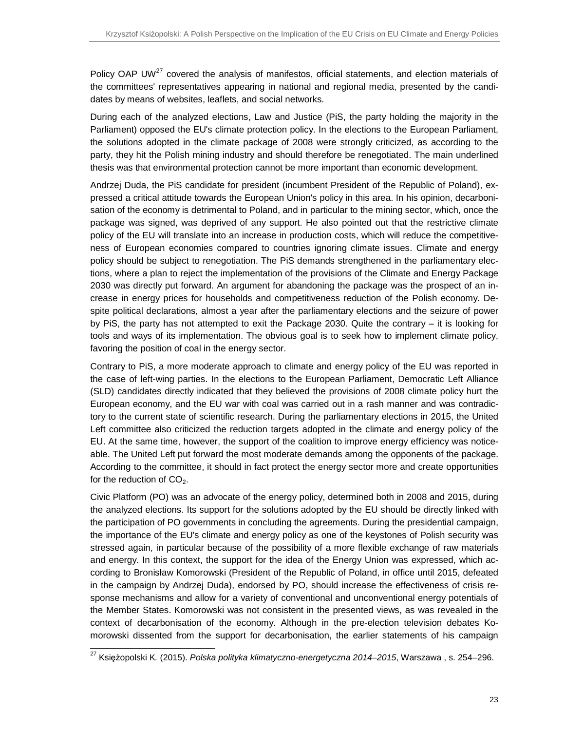Policy OAP UW[27] covered the analysis of manifestos, official statements, and election materials of the committees' representatives appearing in national and regional media, presented by the candidates by means of websites, leaflets, and social networks.

During each of the analyzed elections, Law and Justice (PiS, the party holding the majority in the Parliament) opposed the EU's climate protection policy. In the elections to the European Parliament, the solutions adopted in the climate package of 2008 were strongly criticized, as according to the party, they hit the Polish mining industry and should therefore be renegotiated. The main underlined thesis was that environmental protection cannot be more important than economic development.

Andrzej Duda, the PiS candidate for president (incumbent President of the Republic of Poland), expressed a critical attitude towards the European Union's policy in this area. In his opinion, decarbonisation of the economy is detrimental to Poland, and in particular to the mining sector, which, once the package was signed, was deprived of any support. He also pointed out that the restrictive climate policy of the EU will translate into an increase in production costs, which will reduce the competitiveness of European economies compared to countries ignoring climate issues. Climate and energy policy should be subject to renegotiation. The PiS demands strengthened in the parliamentary elections, where a plan to reject the implementation of the provisions of the Climate and Energy Package 2030 was directly put forward. An argument for abandoning the package was the prospect of an increase in energy prices for households and competitiveness reduction of the Polish economy. Despite political declarations, almost a year after the parliamentary elections and the seizure of power by PiS, the party has not attempted to exit the Package 2030. Quite the contrary – it is looking for tools and ways of its implementation. The obvious goal is to seek how to implement climate policy, favoring the position of coal in the energy sector.

Contrary to PiS, a more moderate approach to climate and energy policy of the EU was reported in the case of left-wing parties. In the elections to the European Parliament, Democratic Left Alliance (SLD) candidates directly indicated that they believed the provisions of 2008 climate policy hurt the European economy, and the EU war with coal was carried out in a rash manner and was contradictory to the current state of scientific research. During the parliamentary elections in 2015, the United Left committee also criticized the reduction targets adopted in the climate and energy policy of the EU. At the same time, however, the support of the coalition to improve energy efficiency was noticeable. The United Left put forward the most moderate demands among the opponents of the package. According to the committee, it should in fact protect the energy sector more and create opportunities for the reduction of $CO_2$.

Civic Platform (PO) was an advocate of the energy policy, determined both in 2008 and 2015, during the analyzed elections. Its support for the solutions adopted by the EU should be directly linked with the participation of PO governments in concluding the agreements. During the presidential campaign, the importance of the EU's climate and energy policy as one of the keystones of Polish security was stressed again, in particular because of the possibility of a more flexible exchange of raw materials and energy. In this context, the support for the idea of the Energy Union was expressed, which according to Bronisław Komorowski (President of the Republic of Poland, in office until 2015, defeated in the campaign by Andrzej Duda), endorsed by PO, should increase the effectiveness of crisis response mechanisms and allow for a variety of conventional and unconventional energy potentials of the Member States. Komorowski was not consistent in the presented views, as was revealed in the context of decarbonisation of the economy. Although in the pre-election television debates Komorowski dissented from the support for decarbonisation, the earlier statements of his campaign

[27] Księżopolski K. (2015). *Polska polityka klimatyczno-energetyczna 2014–2015*, Warszawa , s. 254–296.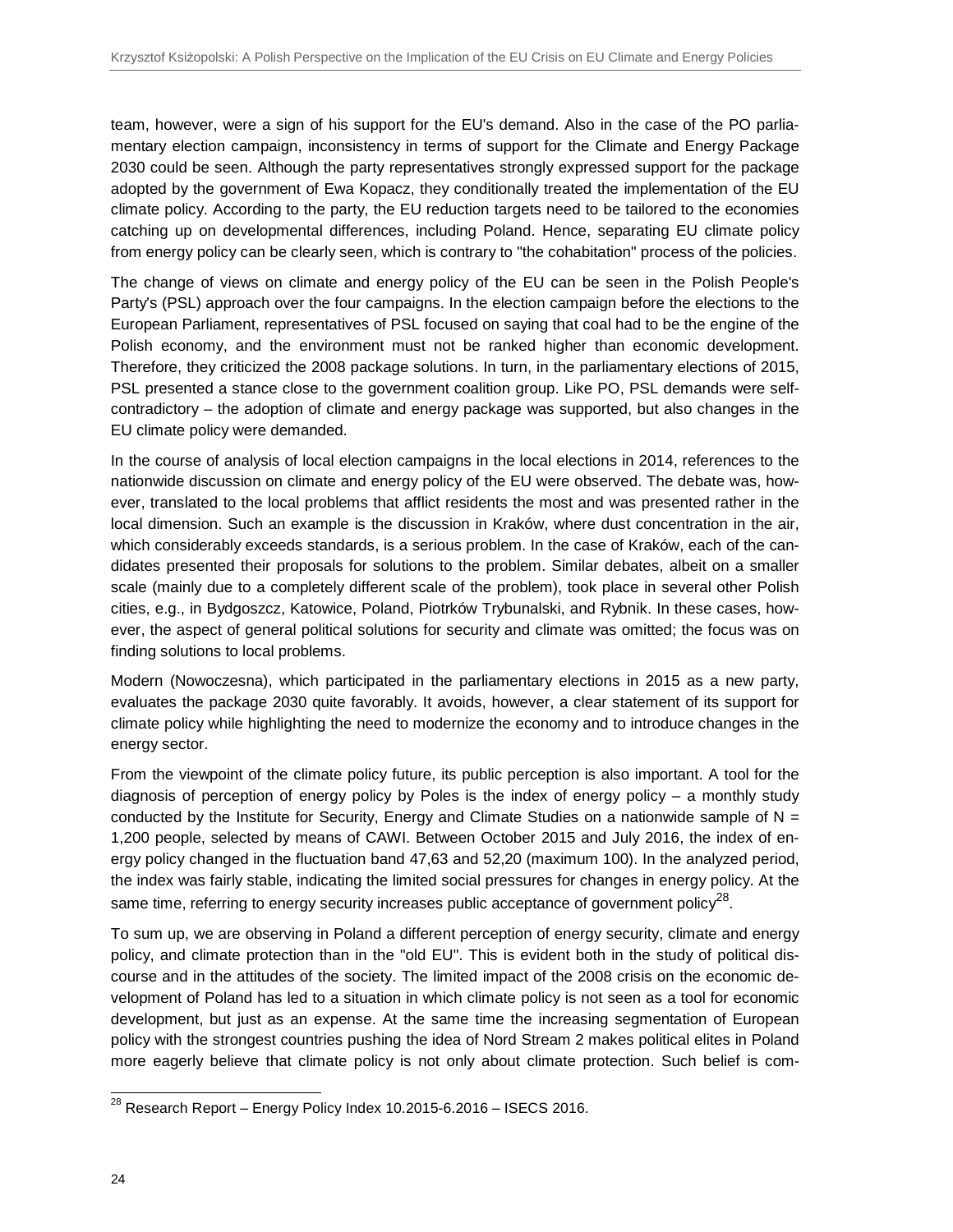team, however, were a sign of his support for the EU's demand. Also in the case of the PO parliamentary election campaign, inconsistency in terms of support for the Climate and Energy Package 2030 could be seen. Although the party representatives strongly expressed support for the package adopted by the government of Ewa Kopacz, they conditionally treated the implementation of the EU climate policy. According to the party, the EU reduction targets need to be tailored to the economies catching up on developmental differences, including Poland. Hence, separating EU climate policy from energy policy can be clearly seen, which is contrary to "the cohabitation" process of the policies.

The change of views on climate and energy policy of the EU can be seen in the Polish People's Party's (PSL) approach over the four campaigns. In the election campaign before the elections to the European Parliament, representatives of PSL focused on saying that coal had to be the engine of the Polish economy, and the environment must not be ranked higher than economic development. Therefore, they criticized the 2008 package solutions. In turn, in the parliamentary elections of 2015, PSL presented a stance close to the government coalition group. Like PO, PSL demands were self-contradictory – the adoption of climate and energy package was supported, but also changes in the EU climate policy were demanded.

In the course of analysis of local election campaigns in the local elections in 2014, references to the nationwide discussion on climate and energy policy of the EU were observed. The debate was, however, translated to the local problems that afflict residents the most and was presented rather in the local dimension. Such an example is the discussion in Kraków, where dust concentration in the air, which considerably exceeds standards, is a serious problem. In the case of Kraków, each of the candidates presented their proposals for solutions to the problem. Similar debates, albeit on a smaller scale (mainly due to a completely different scale of the problem), took place in several other Polish cities, e.g., in Bydgoszcz, Katowice, Poland, Piotrków Trybunalski, and Rybnik. In these cases, however, the aspect of general political solutions for security and climate was omitted; the focus was on finding solutions to local problems.

Modern (Nowoczesna), which participated in the parliamentary elections in 2015 as a new party, evaluates the package 2030 quite favorably. It avoids, however, a clear statement of its support for climate policy while highlighting the need to modernize the economy and to introduce changes in the energy sector.

From the viewpoint of the climate policy future, its public perception is also important. A tool for the diagnosis of perception of energy policy by Poles is the index of energy policy – a monthly study conducted by the Institute for Security, Energy and Climate Studies on a nationwide sample of N = 1,200 people, selected by means of CAWI. Between October 2015 and July 2016, the index of energy policy changed in the fluctuation band 47,63 and 52,20 (maximum 100). In the analyzed period, the index was fairly stable, indicating the limited social pressures for changes in energy policy. At the same time, referring to energy security increases public acceptance of government policy[28].

To sum up, we are observing in Poland a different perception of energy security, climate and energy policy, and climate protection than in the "old EU". This is evident both in the study of political discourse and in the attitudes of the society. The limited impact of the 2008 crisis on the economic development of Poland has led to a situation in which climate policy is not seen as a tool for economic development, but just as an expense. At the same time the increasing segmentation of European policy with the strongest countries pushing the idea of Nord Stream 2 makes political elites in Poland more eagerly believe that climate policy is not only about climate protection. Such belief is com-

[28] Research Report – Energy Policy Index 10.2015-6.2016 – ISECS 2016.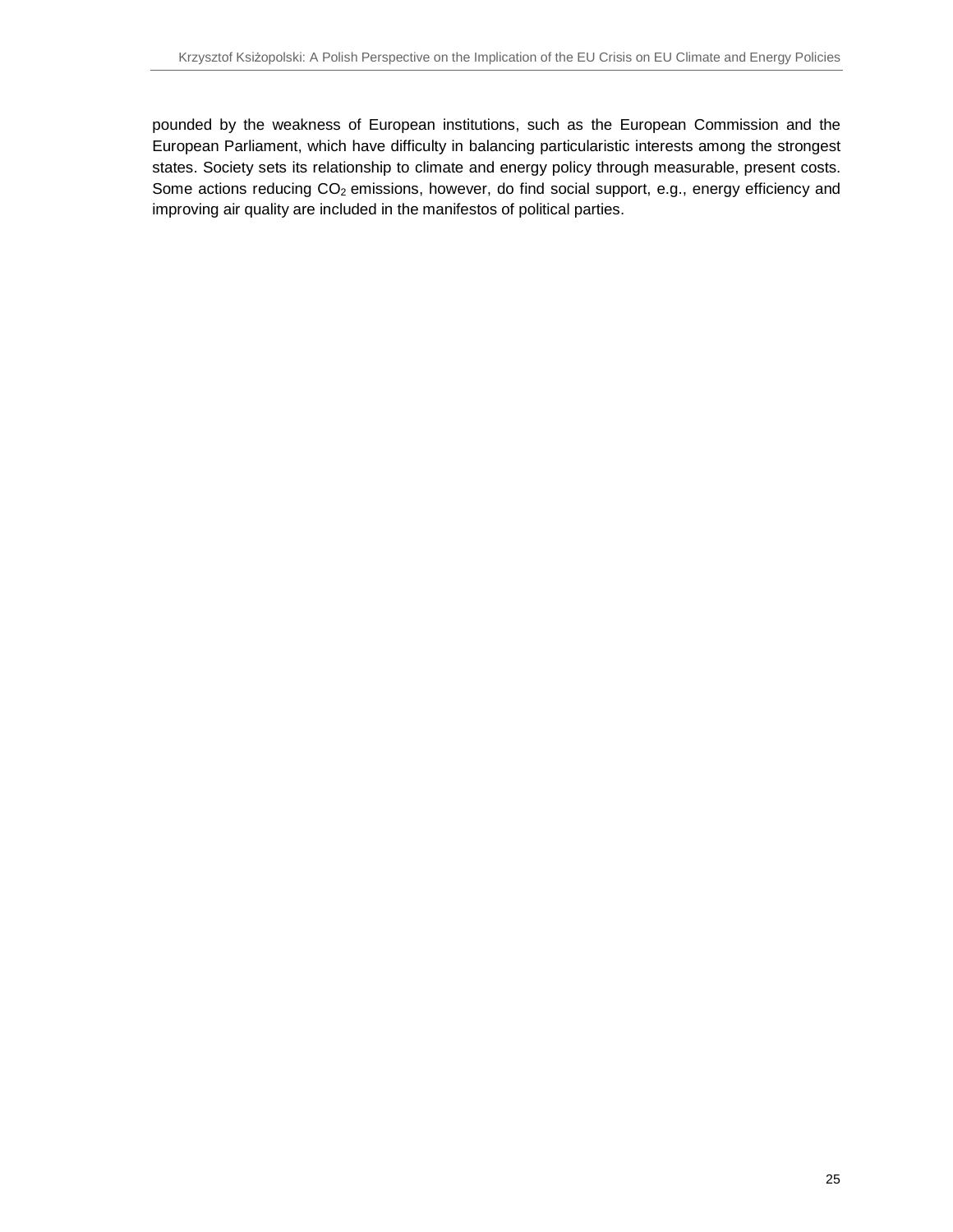pounded by the weakness of European institutions, such as the European Commission and the European Parliament, which have difficulty in balancing particularistic interests among the strongest states. Society sets its relationship to climate and energy policy through measurable, present costs. Some actions reducing $CO_2$ emissions, however, do find social support, e.g., energy efficiency and improving air quality are included in the manifestos of political parties.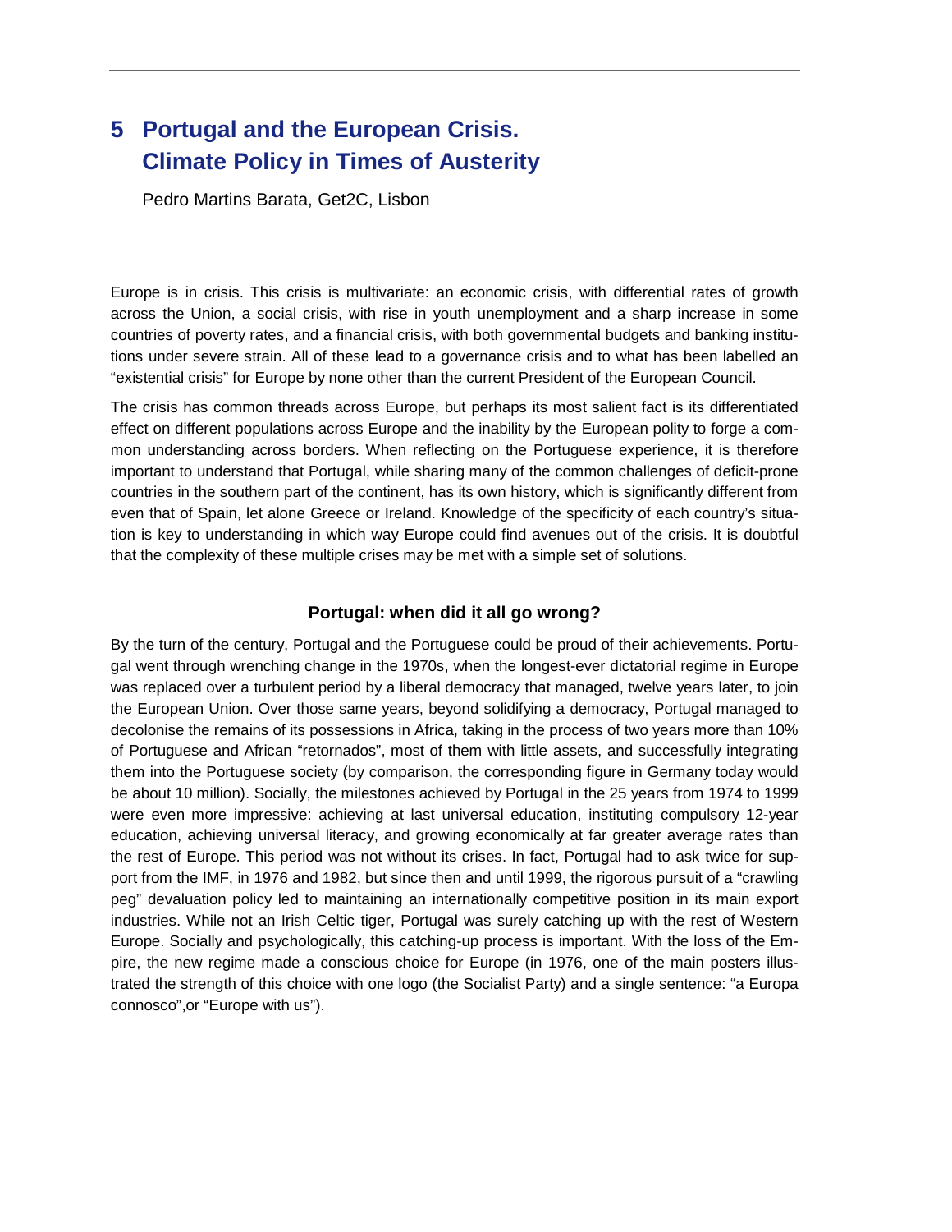# 5 Portugal and the European Crisis. Climate Policy in Times of Austerity

Pedro Martins Barata, Get2C, Lisbon

Europe is in crisis. This crisis is multivariate: an economic crisis, with differential rates of growth across the Union, a social crisis, with rise in youth unemployment and a sharp increase in some countries of poverty rates, and a financial crisis, with both governmental budgets and banking institutions under severe strain. All of these lead to a governance crisis and to what has been labelled an "existential crisis" for Europe by none other than the current President of the European Council.

The crisis has common threads across Europe, but perhaps its most salient fact is its differentiated effect on different populations across Europe and the inability by the European polity to forge a common understanding across borders. When reflecting on the Portuguese experience, it is therefore important to understand that Portugal, while sharing many of the common challenges of deficit-prone countries in the southern part of the continent, has its own history, which is significantly different from even that of Spain, let alone Greece or Ireland. Knowledge of the specificity of each country's situation is key to understanding in which way Europe could find avenues out of the crisis. It is doubtful that the complexity of these multiple crises may be met with a simple set of solutions.

### Portugal: when did it all go wrong?

By the turn of the century, Portugal and the Portuguese could be proud of their achievements. Portugal went through wrenching change in the 1970s, when the longest-ever dictatorial regime in Europe was replaced over a turbulent period by a liberal democracy that managed, twelve years later, to join the European Union. Over those same years, beyond solidifying a democracy, Portugal managed to decolonise the remains of its possessions in Africa, taking in the process of two years more than 10% of Portuguese and African "retornados", most of them with little assets, and successfully integrating them into the Portuguese society (by comparison, the corresponding figure in Germany today would be about 10 million). Socially, the milestones achieved by Portugal in the 25 years from 1974 to 1999 were even more impressive: achieving at last universal education, instituting compulsory 12-year education, achieving universal literacy, and growing economically at far greater average rates than the rest of Europe. This period was not without its crises. In fact, Portugal had to ask twice for support from the IMF, in 1976 and 1982, but since then and until 1999, the rigorous pursuit of a "crawling peg" devaluation policy led to maintaining an internationally competitive position in its main export industries. While not an Irish Celtic tiger, Portugal was surely catching up with the rest of Western Europe. Socially and psychologically, this catching-up process is important. With the loss of the Empire, the new regime made a conscious choice for Europe (in 1976, one of the main posters illustrated the strength of this choice with one logo (the Socialist Party) and a single sentence: "a Europa connosco",or "Europe with us").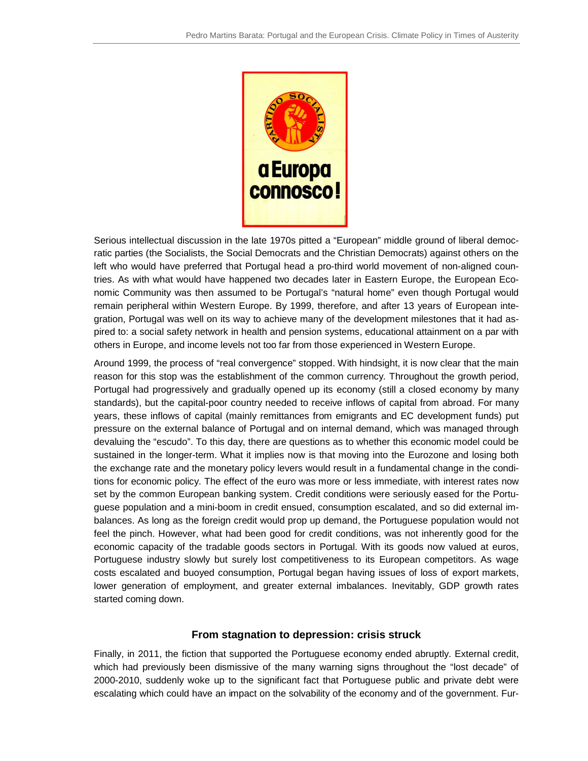Serious intellectual discussion in the late 1970s pitted a "European" middle ground of liberal democratic parties (the Socialists, the Social Democrats and the Christian Democrats) against others on the left who would have preferred that Portugal head a pro-third world movement of non-aligned countries. As with what would have happened two decades later in Eastern Europe, the European Economic Community was then assumed to be Portugal's "natural home" even though Portugal would remain peripheral within Western Europe. By 1999, therefore, and after 13 years of European integration, Portugal was well on its way to achieve many of the development milestones that it had aspired to: a social safety network in health and pension systems, educational attainment on a par with others in Europe, and income levels not too far from those experienced in Western Europe.

Around 1999, the process of "real convergence" stopped. With hindsight, it is now clear that the main reason for this stop was the establishment of the common currency. Throughout the growth period, Portugal had progressively and gradually opened up its economy (still a closed economy by many standards), but the capital-poor country needed to receive inflows of capital from abroad. For many years, these inflows of capital (mainly remittances from emigrants and EC development funds) put pressure on the external balance of Portugal and on internal demand, which was managed through devaluing the "escudo". To this day, there are questions as to whether this economic model could be sustained in the longer-term. What it implies now is that moving into the Eurozone and losing both the exchange rate and the monetary policy levers would result in a fundamental change in the conditions for economic policy. The effect of the euro was more or less immediate, with interest rates now set by the common European banking system. Credit conditions were seriously eased for the Portuguese population and a mini-boom in credit ensued, consumption escalated, and so did external imbalances. As long as the foreign credit would prop up demand, the Portuguese population would not feel the pinch. However, what had been good for credit conditions, was not inherently good for the economic capacity of the tradable goods sectors in Portugal. With its goods now valued at euros, Portuguese industry slowly but surely lost competitiveness to its European competitors. As wage costs escalated and buoyed consumption, Portugal began having issues of loss of export markets, lower generation of employment, and greater external imbalances. Inevitably, GDP growth rates started coming down.

## From stagnation to depression: crisis struck

Finally, in 2011, the fiction that supported the Portuguese economy ended abruptly. External credit, which had previously been dismissive of the many warning signs throughout the "lost decade" of 2000-2010, suddenly woke up to the significant fact that Portuguese public and private debt were escalating which could have an impact on the solvability of the economy and of the government. Fur-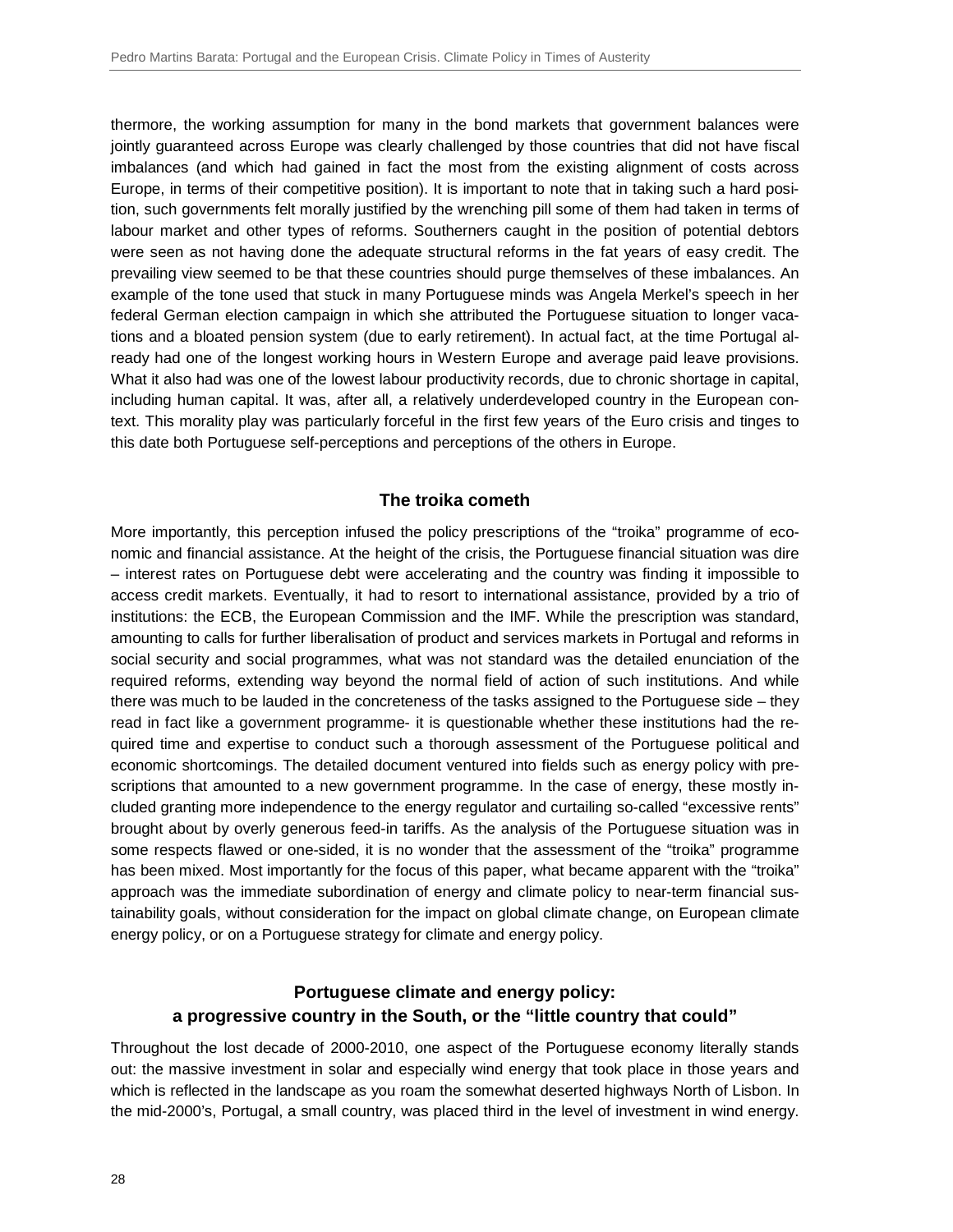thermore, the working assumption for many in the bond markets that government balances were jointly guaranteed across Europe was clearly challenged by those countries that did not have fiscal imbalances (and which had gained in fact the most from the existing alignment of costs across Europe, in terms of their competitive position). It is important to note that in taking such a hard position, such governments felt morally justified by the wrenching pill some of them had taken in terms of labour market and other types of reforms. Southerners caught in the position of potential debtors were seen as not having done the adequate structural reforms in the fat years of easy credit. The prevailing view seemed to be that these countries should purge themselves of these imbalances. An example of the tone used that stuck in many Portuguese minds was Angela Merkel's speech in her federal German election campaign in which she attributed the Portuguese situation to longer vacations and a bloated pension system (due to early retirement). In actual fact, at the time Portugal already had one of the longest working hours in Western Europe and average paid leave provisions. What it also had was one of the lowest labour productivity records, due to chronic shortage in capital, including human capital. It was, after all, a relatively underdeveloped country in the European context. This morality play was particularly forceful in the first few years of the Euro crisis and tinges to this date both Portuguese self-perceptions and perceptions of the others in Europe.

## The troika cometh

More importantly, this perception infused the policy prescriptions of the "troika" programme of economic and financial assistance. At the height of the crisis, the Portuguese financial situation was dire – interest rates on Portuguese debt were accelerating and the country was finding it impossible to access credit markets. Eventually, it had to resort to international assistance, provided by a trio of institutions: the ECB, the European Commission and the IMF. While the prescription was standard, amounting to calls for further liberalisation of product and services markets in Portugal and reforms in social security and social programmes, what was not standard was the detailed enunciation of the required reforms, extending way beyond the normal field of action of such institutions. And while there was much to be lauded in the concreteness of the tasks assigned to the Portuguese side – they read in fact like a government programme- it is questionable whether these institutions had the required time and expertise to conduct such a thorough assessment of the Portuguese political and economic shortcomings. The detailed document ventured into fields such as energy policy with prescriptions that amounted to a new government programme. In the case of energy, these mostly included granting more independence to the energy regulator and curtailing so-called "excessive rents" brought about by overly generous feed-in tariffs. As the analysis of the Portuguese situation was in some respects flawed or one-sided, it is no wonder that the assessment of the "troika" programme has been mixed. Most importantly for the focus of this paper, what became apparent with the "troika" approach was the immediate subordination of energy and climate policy to near-term financial sustainability goals, without consideration for the impact on global climate change, on European climate energy policy, or on a Portuguese strategy for climate and energy policy.

## Portuguese climate and energy policy: a progressive country in the South, or the "little country that could"

Throughout the lost decade of 2000-2010, one aspect of the Portuguese economy literally stands out: the massive investment in solar and especially wind energy that took place in those years and which is reflected in the landscape as you roam the somewhat deserted highways North of Lisbon. In the mid-2000's, Portugal, a small country, was placed third in the level of investment in wind energy.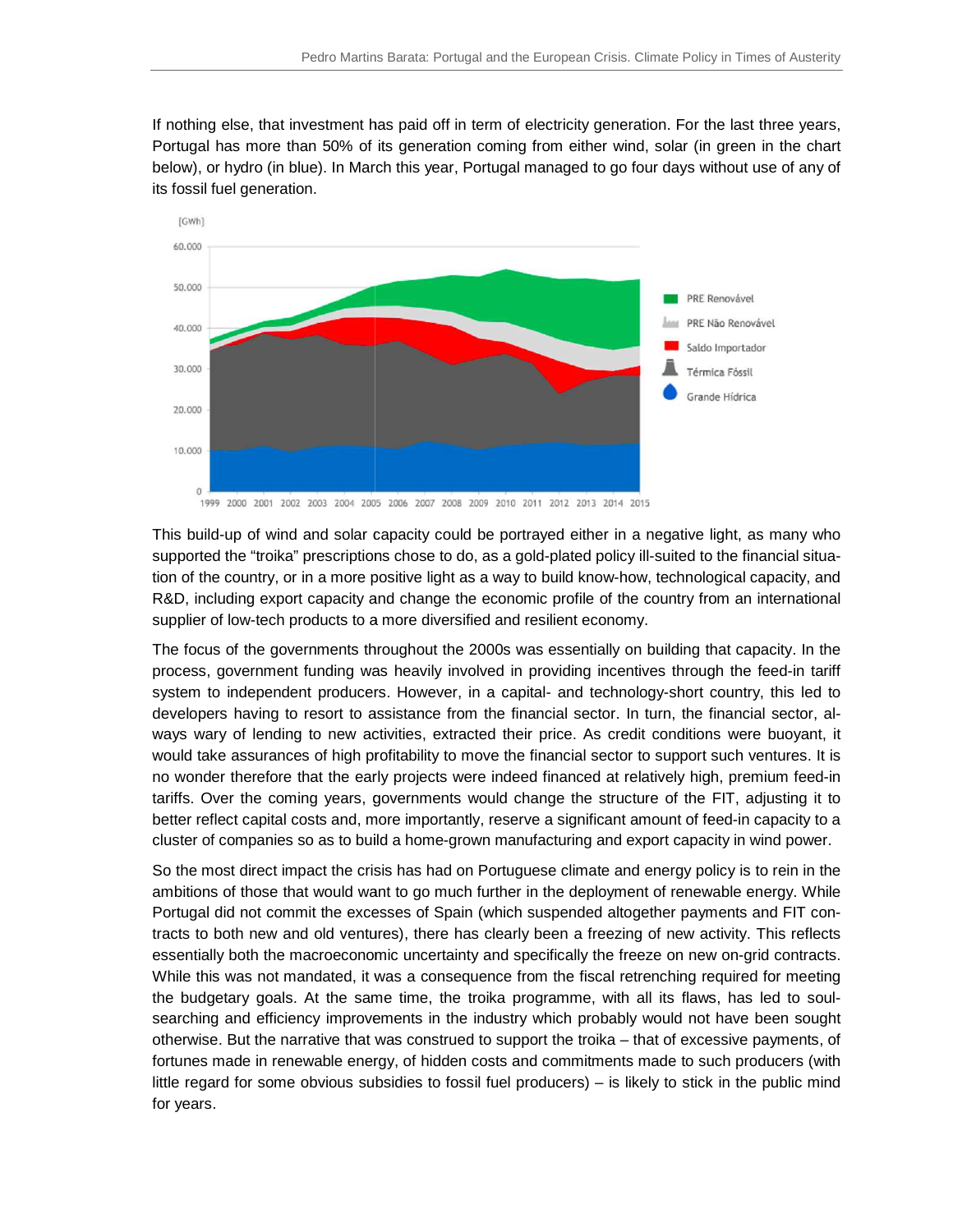If nothing else, that investment has paid off in term of electricity generation. For the last three years, Portugal has more than 50% of its generation coming from either wind, solar (in green in the chart below), or hydro (in blue). In March this year, Portugal managed to go four days without use of any of its fossil fuel generation.

This build-up of wind and solar capacity could be portrayed either in a negative light, as many who supported the "troika" prescriptions chose to do, as a gold-plated policy ill-suited to the financial situation of the country, or in a more positive light as a way to build know-how, technological capacity, and R&D, including export capacity and change the economic profile of the country from an international supplier of low-tech products to a more diversified and resilient economy.

The focus of the governments throughout the 2000s was essentially on building that capacity. In the process, government funding was heavily involved in providing incentives through the feed-in tariff system to independent producers. However, in a capital- and technology-short country, this led to developers having to resort to assistance from the financial sector. In turn, the financial sector, always wary of lending to new activities, extracted their price. As credit conditions were buoyant, it would take assurances of high profitability to move the financial sector to support such ventures. It is no wonder therefore that the early projects were indeed financed at relatively high, premium feed-in tariffs. Over the coming years, governments would change the structure of the FIT, adjusting it to better reflect capital costs and, more importantly, reserve a significant amount of feed-in capacity to a cluster of companies so as to build a home-grown manufacturing and export capacity in wind power.

So the most direct impact the crisis has had on Portuguese climate and energy policy is to rein in the ambitions of those that would want to go much further in the deployment of renewable energy. While Portugal did not commit the excesses of Spain (which suspended altogether payments and FIT contracts to both new and old ventures), there has clearly been a freezing of new activity. This reflects essentially both the macroeconomic uncertainty and specifically the freeze on new on-grid contracts. While this was not mandated, it was a consequence from the fiscal retrenching required for meeting the budgetary goals. At the same time, the troika programme, with all its flaws, has led to soul-searching and efficiency improvements in the industry which probably would not have been sought otherwise. But the narrative that was construed to support the troika – that of excessive payments, of fortunes made in renewable energy, of hidden costs and commitments made to such producers (with little regard for some obvious subsidies to fossil fuel producers) – is likely to stick in the public mind for years.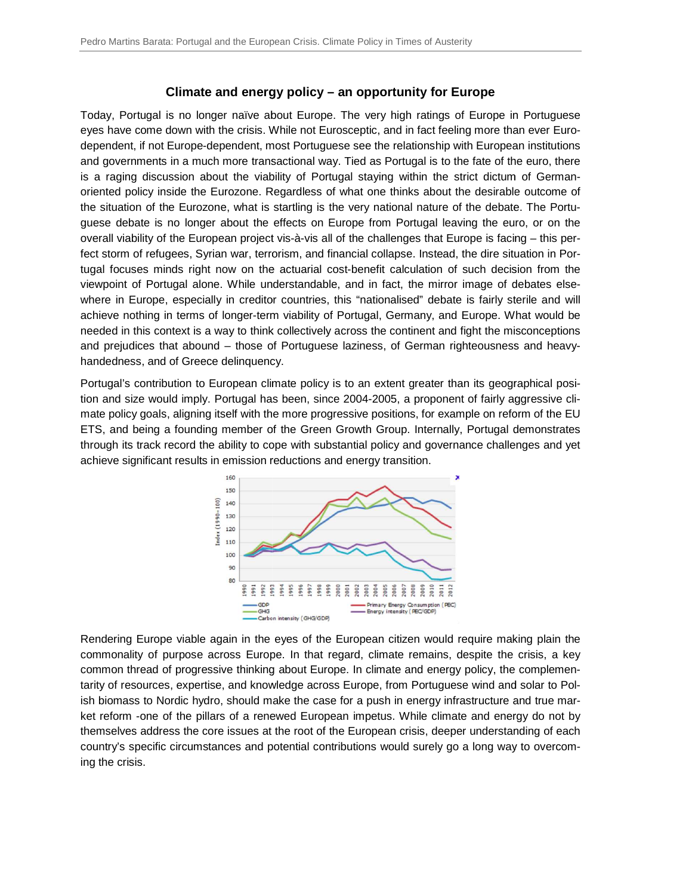## Climate and energy policy – an opportunity for Europe

Today, Portugal is no longer naïve about Europe. The very high ratings of Europe in Portuguese eyes have come down with the crisis. While not Eurosceptic, and in fact feeling more than ever Euro-dependent, if not Europe-dependent, most Portuguese see the relationship with European institutions and governments in a much more transactional way. Tied as Portugal is to the fate of the euro, there is a raging discussion about the viability of Portugal staying within the strict dictum of German-oriented policy inside the Eurozone. Regardless of what one thinks about the desirable outcome of the situation of the Eurozone, what is startling is the very national nature of the debate. The Portuguese debate is no longer about the effects on Europe from Portugal leaving the euro, or on the overall viability of the European project vis-à-vis all of the challenges that Europe is facing – this perfect storm of refugees, Syrian war, terrorism, and financial collapse. Instead, the dire situation in Portugal focuses minds right now on the actuarial cost-benefit calculation of such decision from the viewpoint of Portugal alone. While understandable, and in fact, the mirror image of debates elsewhere in Europe, especially in creditor countries, this "nationalised" debate is fairly sterile and will achieve nothing in terms of longer-term viability of Portugal, Germany, and Europe. What would be needed in this context is a way to think collectively across the continent and fight the misconceptions and prejudices that abound – those of Portuguese laziness, of German righteousness and heavy-handedness, and of Greece delinquency.

Portugal's contribution to European climate policy is to an extent greater than its geographical position and size would imply. Portugal has been, since 2004-2005, a proponent of fairly aggressive climate policy goals, aligning itself with the more progressive positions, for example on reform of the EU ETS, and being a founding member of the Green Growth Group. Internally, Portugal demonstrates through its track record the ability to cope with substantial policy and governance challenges and yet achieve significant results in emission reductions and energy transition.

Rendering Europe viable again in the eyes of the European citizen would require making plain the commonality of purpose across Europe. In that regard, climate remains, despite the crisis, a key common thread of progressive thinking about Europe. In climate and energy policy, the complementarity of resources, expertise, and knowledge across Europe, from Portuguese wind and solar to Polish biomass to Nordic hydro, should make the case for a push in energy infrastructure and true market reform -one of the pillars of a renewed European impetus. While climate and energy do not by themselves address the core issues at the root of the European crisis, deeper understanding of each country's specific circumstances and potential contributions would surely go a long way to overcoming the crisis.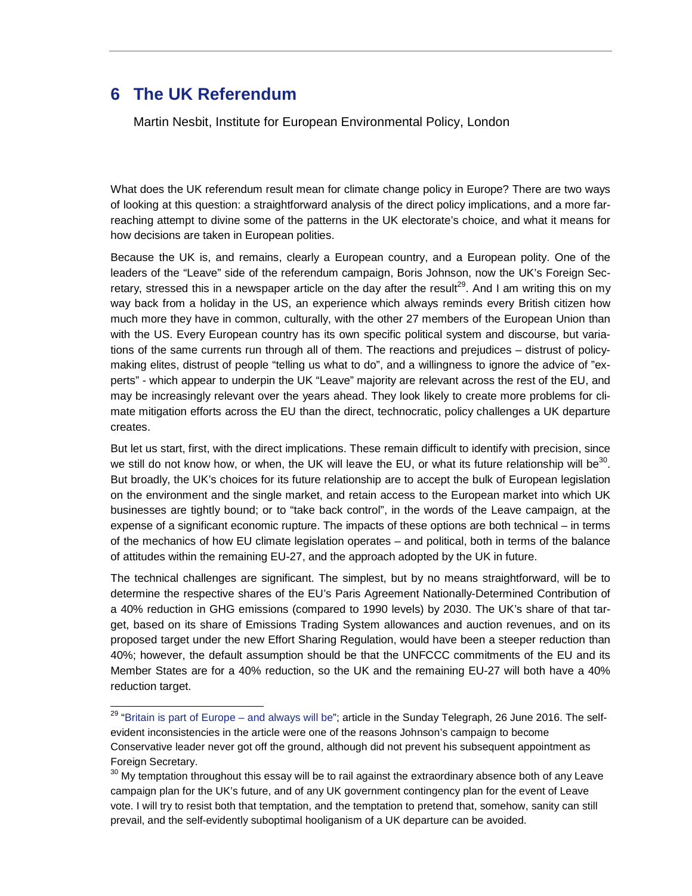# 6 The UK Referendum

Martin Nesbit, Institute for European Environmental Policy, London

What does the UK referendum result mean for climate change policy in Europe? There are two ways of looking at this question: a straightforward analysis of the direct policy implications, and a more far-reaching attempt to divine some of the patterns in the UK electorate's choice, and what it means for how decisions are taken in European polities.

Because the UK is, and remains, clearly a European country, and a European polity. One of the leaders of the "Leave" side of the referendum campaign, Boris Johnson, now the UK's Foreign Secretary, stressed this in a newspaper article on the day after the result[29]. And I am writing this on my way back from a holiday in the US, an experience which always reminds every British citizen how much more they have in common, culturally, with the other 27 members of the European Union than with the US. Every European country has its own specific political system and discourse, but variations of the same currents run through all of them. The reactions and prejudices – distrust of policy-making elites, distrust of people "telling us what to do", and a willingness to ignore the advice of "experts" - which appear to underpin the UK "Leave" majority are relevant across the rest of the EU, and may be increasingly relevant over the years ahead. They look likely to create more problems for climate mitigation efforts across the EU than the direct, technocratic, policy challenges a UK departure creates.

But let us start, first, with the direct implications. These remain difficult to identify with precision, since we still do not know how, or when, the UK will leave the EU, or what its future relationship will be[30]. But broadly, the UK's choices for its future relationship are to accept the bulk of European legislation on the environment and the single market, and retain access to the European market into which UK businesses are tightly bound; or to "take back control", in the words of the Leave campaign, at the expense of a significant economic rupture. The impacts of these options are both technical – in terms of the mechanics of how EU climate legislation operates – and political, both in terms of the balance of attitudes within the remaining EU-27, and the approach adopted by the UK in future.

The technical challenges are significant. The simplest, but by no means straightforward, will be to determine the respective shares of the EU's Paris Agreement Nationally-Determined Contribution of a 40% reduction in GHG emissions (compared to 1990 levels) by 2030. The UK's share of that target, based on its share of Emissions Trading System allowances and auction revenues, and on its proposed target under the new Effort Sharing Regulation, would have been a steeper reduction than 40%; however, the default assumption should be that the UNFCCC commitments of the EU and its Member States are for a 40% reduction, so the UK and the remaining EU-27 will both have a 40% reduction target.

[29] "Britain is part of Europe – and always will be"; article in the Sunday Telegraph, 26 June 2016. The self-evident inconsistencies in the article were one of the reasons Johnson's campaign to become Conservative leader never got off the ground, although did not prevent his subsequent appointment as Foreign Secretary.

[30] My temptation throughout this essay will be to rail against the extraordinary absence both of any Leave campaign plan for the UK's future, and of any UK government contingency plan for the event of Leave vote. I will try to resist both that temptation, and the temptation to pretend that, somehow, sanity can still prevail, and the self-evidently suboptimal hooliganism of a UK departure can be avoided.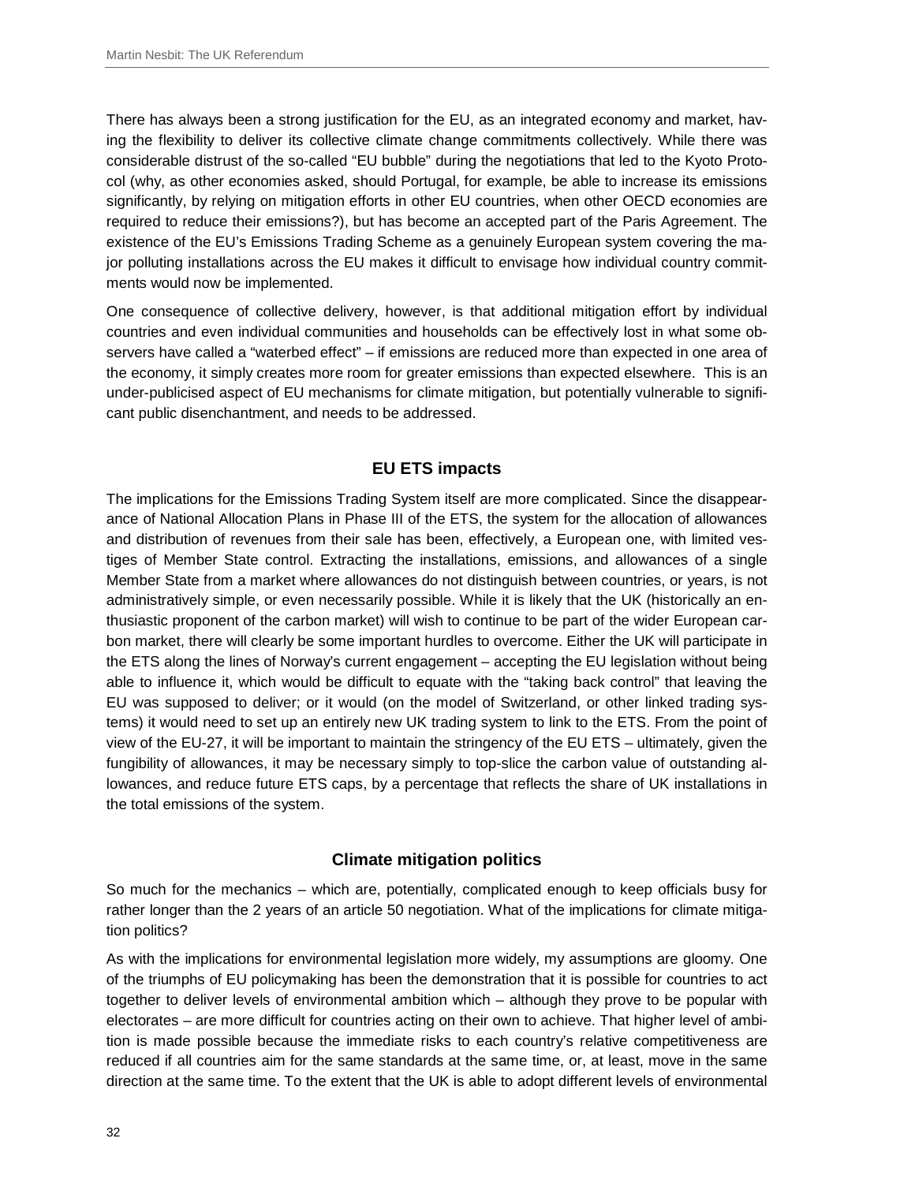There has always been a strong justification for the EU, as an integrated economy and market, having the flexibility to deliver its collective climate change commitments collectively. While there was considerable distrust of the so-called "EU bubble" during the negotiations that led to the Kyoto Protocol (why, as other economies asked, should Portugal, for example, be able to increase its emissions significantly, by relying on mitigation efforts in other EU countries, when other OECD economies are required to reduce their emissions?), but has become an accepted part of the Paris Agreement. The existence of the EU's Emissions Trading Scheme as a genuinely European system covering the major polluting installations across the EU makes it difficult to envisage how individual country commitments would now be implemented.

One consequence of collective delivery, however, is that additional mitigation effort by individual countries and even individual communities and households can be effectively lost in what some observers have called a "waterbed effect" – if emissions are reduced more than expected in one area of the economy, it simply creates more room for greater emissions than expected elsewhere. This is an under-publicised aspect of EU mechanisms for climate mitigation, but potentially vulnerable to significant public disenchantment, and needs to be addressed.

## EU ETS impacts

The implications for the Emissions Trading System itself are more complicated. Since the disappearance of National Allocation Plans in Phase III of the ETS, the system for the allocation of allowances and distribution of revenues from their sale has been, effectively, a European one, with limited vestiges of Member State control. Extracting the installations, emissions, and allowances of a single Member State from a market where allowances do not distinguish between countries, or years, is not administratively simple, or even necessarily possible. While it is likely that the UK (historically an enthusiastic proponent of the carbon market) will wish to continue to be part of the wider European carbon market, there will clearly be some important hurdles to overcome. Either the UK will participate in the ETS along the lines of Norway's current engagement – accepting the EU legislation without being able to influence it, which would be difficult to equate with the "taking back control" that leaving the EU was supposed to deliver; or it would (on the model of Switzerland, or other linked trading systems) it would need to set up an entirely new UK trading system to link to the ETS. From the point of view of the EU-27, it will be important to maintain the stringency of the EU ETS – ultimately, given the fungibility of allowances, it may be necessary simply to top-slice the carbon value of outstanding allowances, and reduce future ETS caps, by a percentage that reflects the share of UK installations in the total emissions of the system.

## Climate mitigation politics

So much for the mechanics – which are, potentially, complicated enough to keep officials busy for rather longer than the 2 years of an article 50 negotiation. What of the implications for climate mitigation politics?

As with the implications for environmental legislation more widely, my assumptions are gloomy. One of the triumphs of EU policymaking has been the demonstration that it is possible for countries to act together to deliver levels of environmental ambition which – although they prove to be popular with electorates – are more difficult for countries acting on their own to achieve. That higher level of ambition is made possible because the immediate risks to each country's relative competitiveness are reduced if all countries aim for the same standards at the same time, or, at least, move in the same direction at the same time. To the extent that the UK is able to adopt different levels of environmental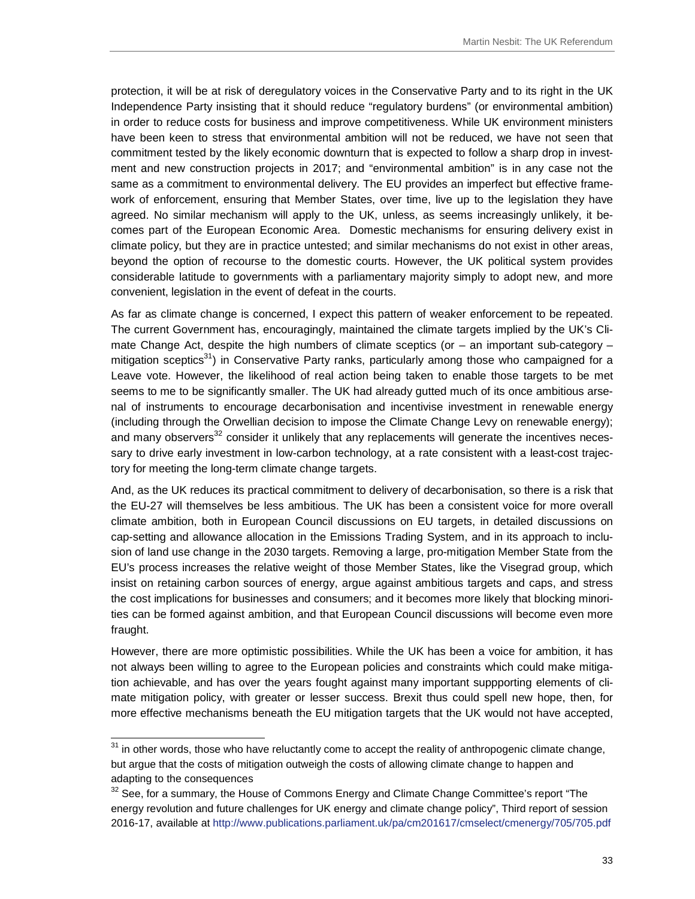protection, it will be at risk of deregulatory voices in the Conservative Party and to its right in the UK Independence Party insisting that it should reduce "regulatory burdens" (or environmental ambition) in order to reduce costs for business and improve competitiveness. While UK environment ministers have been keen to stress that environmental ambition will not be reduced, we have not seen that commitment tested by the likely economic downturn that is expected to follow a sharp drop in investment and new construction projects in 2017; and "environmental ambition" is in any case not the same as a commitment to environmental delivery. The EU provides an imperfect but effective framework of enforcement, ensuring that Member States, over time, live up to the legislation they have agreed. No similar mechanism will apply to the UK, unless, as seems increasingly unlikely, it becomes part of the European Economic Area. Domestic mechanisms for ensuring delivery exist in climate policy, but they are in practice untested; and similar mechanisms do not exist in other areas, beyond the option of recourse to the domestic courts. However, the UK political system provides considerable latitude to governments with a parliamentary majority simply to adopt new, and more convenient, legislation in the event of defeat in the courts.

As far as climate change is concerned, I expect this pattern of weaker enforcement to be repeated. The current Government has, encouragingly, maintained the climate targets implied by the UK's Climate Change Act, despite the high numbers of climate sceptics (or – an important sub-category – mitigation sceptics[31]) in Conservative Party ranks, particularly among those who campaigned for a Leave vote. However, the likelihood of real action being taken to enable those targets to be met seems to me to be significantly smaller. The UK had already gutted much of its once ambitious arsenal of instruments to encourage decarbonisation and incentivise investment in renewable energy (including through the Orwellian decision to impose the Climate Change Levy on renewable energy); and many observers[32] consider it unlikely that any replacements will generate the incentives necessary to drive early investment in low-carbon technology, at a rate consistent with a least-cost trajectory for meeting the long-term climate change targets.

And, as the UK reduces its practical commitment to delivery of decarbonisation, so there is a risk that the EU-27 will themselves be less ambitious. The UK has been a consistent voice for more overall climate ambition, both in European Council discussions on EU targets, in detailed discussions on cap-setting and allowance allocation in the Emissions Trading System, and in its approach to inclusion of land use change in the 2030 targets. Removing a large, pro-mitigation Member State from the EU's process increases the relative weight of those Member States, like the Visegrad group, which insist on retaining carbon sources of energy, argue against ambitious targets and caps, and stress the cost implications for businesses and consumers; and it becomes more likely that blocking minorities can be formed against ambition, and that European Council discussions will become even more fraught.

However, there are more optimistic possibilities. While the UK has been a voice for ambition, it has not always been willing to agree to the European policies and constraints which could make mitigation achievable, and has over the years fought against many important suppporting elements of climate mitigation policy, with greater or lesser success. Brexit thus could spell new hope, then, for more effective mechanisms beneath the EU mitigation targets that the UK would not have accepted,

---

[31] in other words, those who have reluctantly come to accept the reality of anthropogenic climate change, but argue that the costs of mitigation outweigh the costs of allowing climate change to happen and adapting to the consequences

[32] See, for a summary, the House of Commons Energy and Climate Change Committee's report "The energy revolution and future challenges for UK energy and climate change policy", Third report of session 2016-17, available at http://www.publications.parliament.uk/pa/cm201617/cmselect/cmenergy/705/705.pdf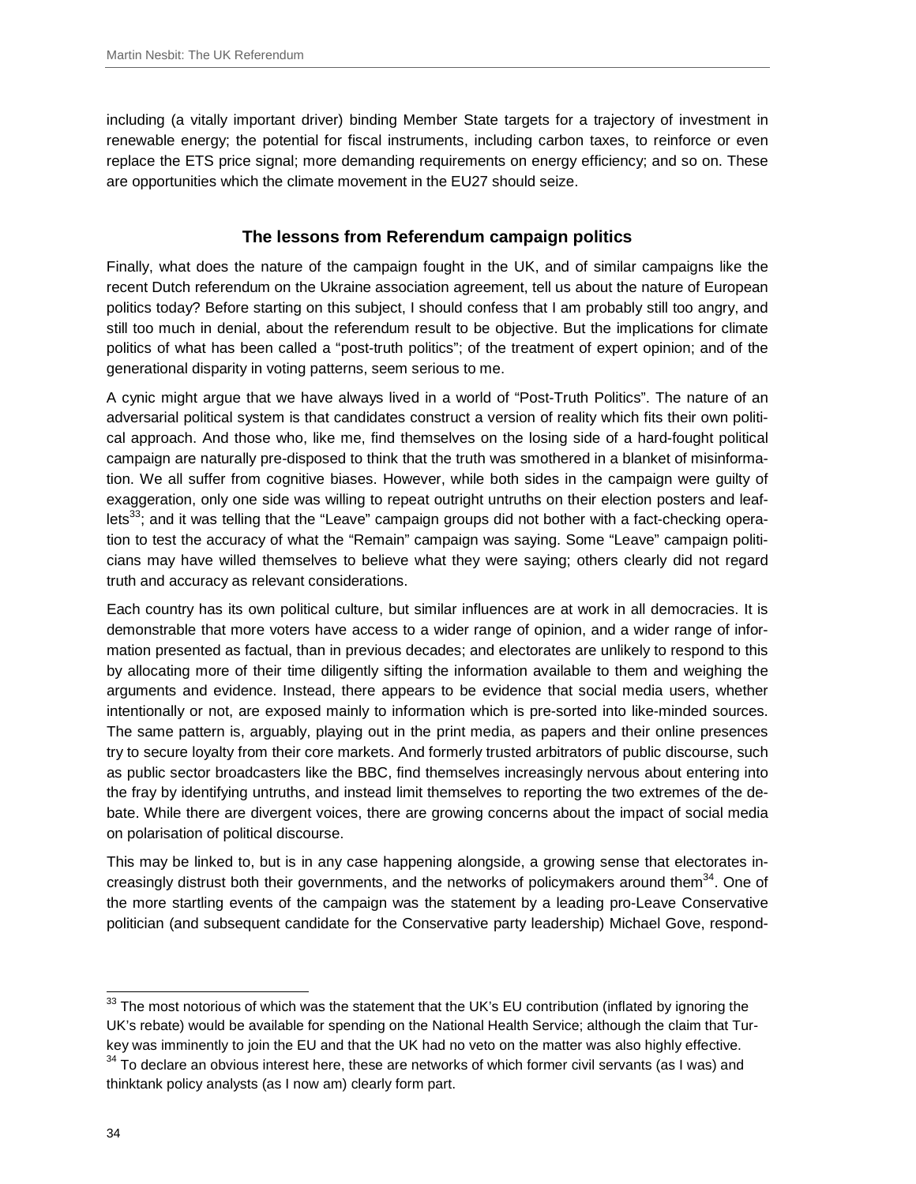including (a vitally important driver) binding Member State targets for a trajectory of investment in renewable energy; the potential for fiscal instruments, including carbon taxes, to reinforce or even replace the ETS price signal; more demanding requirements on energy efficiency; and so on. These are opportunities which the climate movement in the EU27 should seize.

### The lessons from Referendum campaign politics

Finally, what does the nature of the campaign fought in the UK, and of similar campaigns like the recent Dutch referendum on the Ukraine association agreement, tell us about the nature of European politics today? Before starting on this subject, I should confess that I am probably still too angry, and still too much in denial, about the referendum result to be objective. But the implications for climate politics of what has been called a "post-truth politics"; of the treatment of expert opinion; and of the generational disparity in voting patterns, seem serious to me.

A cynic might argue that we have always lived in a world of "Post-Truth Politics". The nature of an adversarial political system is that candidates construct a version of reality which fits their own political approach. And those who, like me, find themselves on the losing side of a hard-fought political campaign are naturally pre-disposed to think that the truth was smothered in a blanket of misinformation. We all suffer from cognitive biases. However, while both sides in the campaign were guilty of exaggeration, only one side was willing to repeat outright untruths on their election posters and leaflets[33]; and it was telling that the "Leave" campaign groups did not bother with a fact-checking operation to test the accuracy of what the "Remain" campaign was saying. Some "Leave" campaign politicians may have willed themselves to believe what they were saying; others clearly did not regard truth and accuracy as relevant considerations.

Each country has its own political culture, but similar influences are at work in all democracies. It is demonstrable that more voters have access to a wider range of opinion, and a wider range of information presented as factual, than in previous decades; and electorates are unlikely to respond to this by allocating more of their time diligently sifting the information available to them and weighing the arguments and evidence. Instead, there appears to be evidence that social media users, whether intentionally or not, are exposed mainly to information which is pre-sorted into like-minded sources. The same pattern is, arguably, playing out in the print media, as papers and their online presences try to secure loyalty from their core markets. And formerly trusted arbitrators of public discourse, such as public sector broadcasters like the BBC, find themselves increasingly nervous about entering into the fray by identifying untruths, and instead limit themselves to reporting the two extremes of the debate. While there are divergent voices, there are growing concerns about the impact of social media on polarisation of political discourse.

This may be linked to, but is in any case happening alongside, a growing sense that electorates increasingly distrust both their governments, and the networks of policymakers around them[34]. One of the more startling events of the campaign was the statement by a leading pro-Leave Conservative politician (and subsequent candidate for the Conservative party leadership) Michael Gove, respond-

---

[33] The most notorious of which was the statement that the UK's EU contribution (inflated by ignoring the UK's rebate) would be available for spending on the National Health Service; although the claim that Turkey was imminently to join the EU and that the UK had no veto on the matter was also highly effective.

[34] To declare an obvious interest here, these are networks of which former civil servants (as I was) and thinktank policy analysts (as I now am) clearly form part.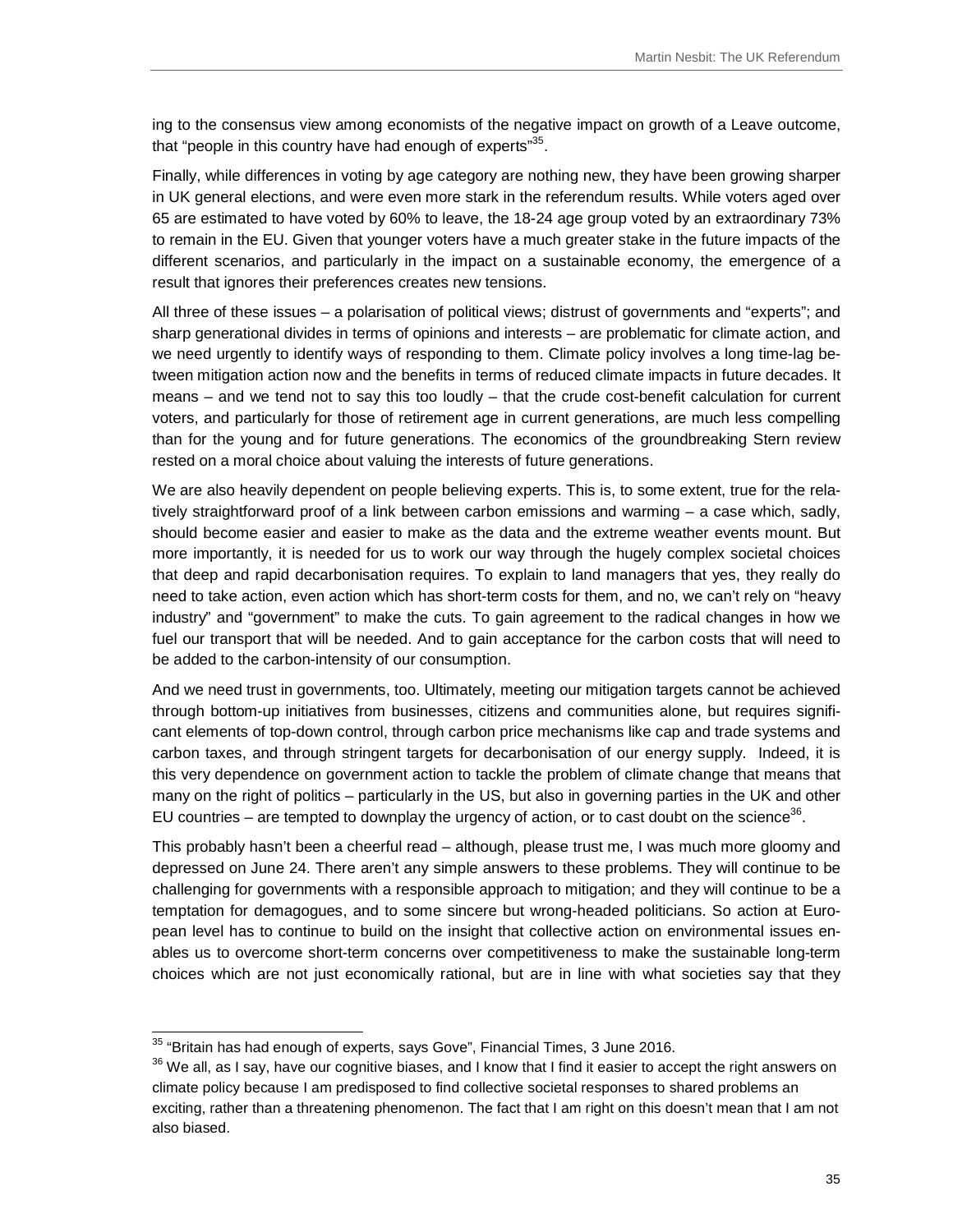ing to the consensus view among economists of the negative impact on growth of a Leave outcome, that "people in this country have had enough of experts"[35].

Finally, while differences in voting by age category are nothing new, they have been growing sharper in UK general elections, and were even more stark in the referendum results. While voters aged over 65 are estimated to have voted by 60% to leave, the 18-24 age group voted by an extraordinary 73% to remain in the EU. Given that younger voters have a much greater stake in the future impacts of the different scenarios, and particularly in the impact on a sustainable economy, the emergence of a result that ignores their preferences creates new tensions.

All three of these issues – a polarisation of political views; distrust of governments and "experts"; and sharp generational divides in terms of opinions and interests – are problematic for climate action, and we need urgently to identify ways of responding to them. Climate policy involves a long time-lag between mitigation action now and the benefits in terms of reduced climate impacts in future decades. It means – and we tend not to say this too loudly – that the crude cost-benefit calculation for current voters, and particularly for those of retirement age in current generations, are much less compelling than for the young and for future generations. The economics of the groundbreaking Stern review rested on a moral choice about valuing the interests of future generations.

We are also heavily dependent on people believing experts. This is, to some extent, true for the relatively straightforward proof of a link between carbon emissions and warming – a case which, sadly, should become easier and easier to make as the data and the extreme weather events mount. But more importantly, it is needed for us to work our way through the hugely complex societal choices that deep and rapid decarbonisation requires. To explain to land managers that yes, they really do need to take action, even action which has short-term costs for them, and no, we can't rely on "heavy industry" and "government" to make the cuts. To gain agreement to the radical changes in how we fuel our transport that will be needed. And to gain acceptance for the carbon costs that will need to be added to the carbon-intensity of our consumption.

And we need trust in governments, too. Ultimately, meeting our mitigation targets cannot be achieved through bottom-up initiatives from businesses, citizens and communities alone, but requires significant elements of top-down control, through carbon price mechanisms like cap and trade systems and carbon taxes, and through stringent targets for decarbonisation of our energy supply. Indeed, it is this very dependence on government action to tackle the problem of climate change that means that many on the right of politics – particularly in the US, but also in governing parties in the UK and other EU countries – are tempted to downplay the urgency of action, or to cast doubt on the science[36].

This probably hasn't been a cheerful read – although, please trust me, I was much more gloomy and depressed on June 24. There aren't any simple answers to these problems. They will continue to be challenging for governments with a responsible approach to mitigation; and they will continue to be a temptation for demagogues, and to some sincere but wrong-headed politicians. So action at European level has to continue to build on the insight that collective action on environmental issues enables us to overcome short-term concerns over competitiveness to make the sustainable long-term choices which are not just economically rational, but are in line with what societies say that they

---

[35] "Britain has had enough of experts, says Gove", Financial Times, 3 June 2016.

[36] We all, as I say, have our cognitive biases, and I know that I find it easier to accept the right answers on climate policy because I am predisposed to find collective societal responses to shared problems an exciting, rather than a threatening phenomenon. The fact that I am right on this doesn't mean that I am not also biased.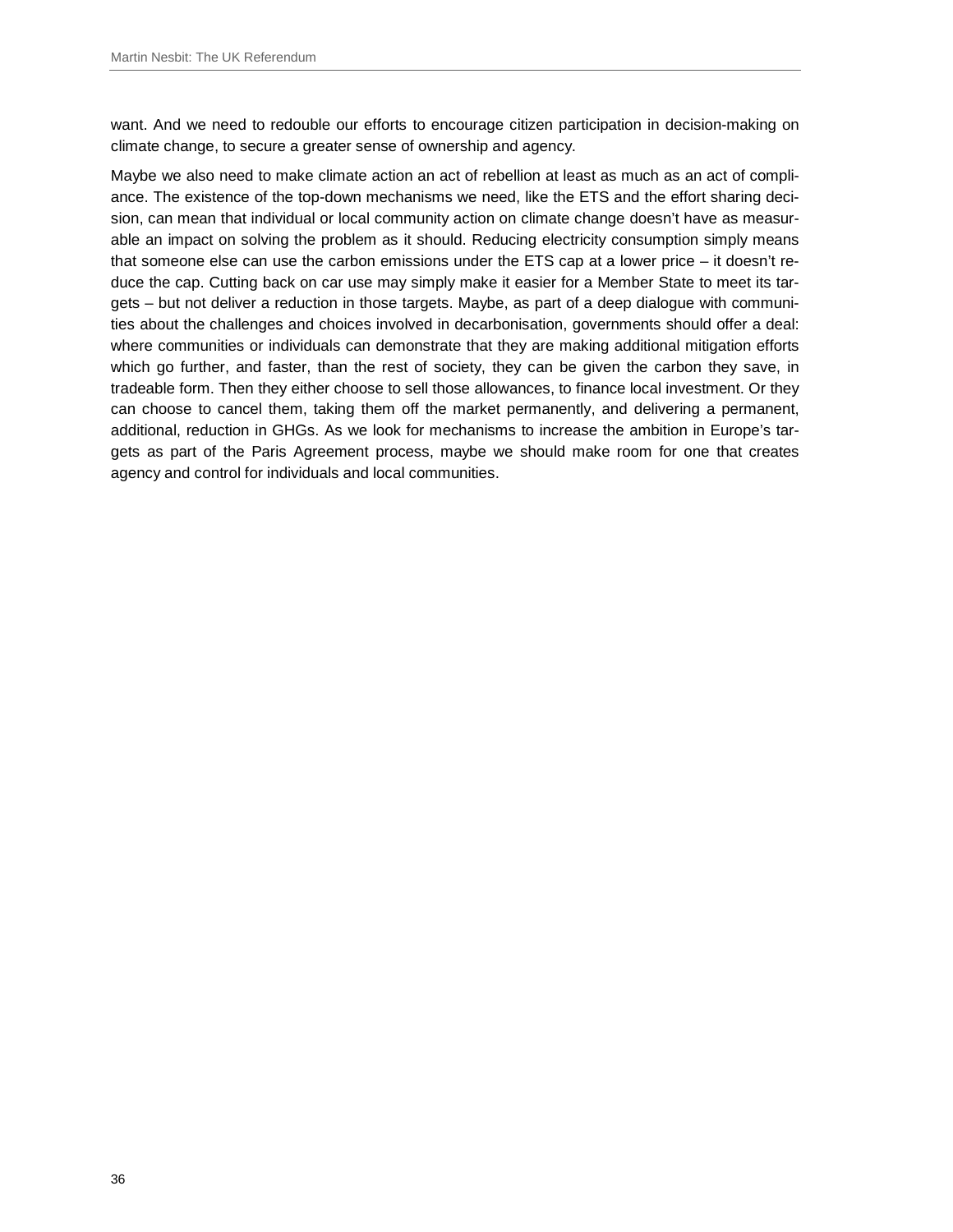want. And we need to redouble our efforts to encourage citizen participation in decision-making on climate change, to secure a greater sense of ownership and agency.

Maybe we also need to make climate action an act of rebellion at least as much as an act of compliance. The existence of the top-down mechanisms we need, like the ETS and the effort sharing decision, can mean that individual or local community action on climate change doesn't have as measurable an impact on solving the problem as it should. Reducing electricity consumption simply means that someone else can use the carbon emissions under the ETS cap at a lower price – it doesn't reduce the cap. Cutting back on car use may simply make it easier for a Member State to meet its targets – but not deliver a reduction in those targets. Maybe, as part of a deep dialogue with communities about the challenges and choices involved in decarbonisation, governments should offer a deal: where communities or individuals can demonstrate that they are making additional mitigation efforts which go further, and faster, than the rest of society, they can be given the carbon they save, in tradeable form. Then they either choose to sell those allowances, to finance local investment. Or they can choose to cancel them, taking them off the market permanently, and delivering a permanent, additional, reduction in GHGs. As we look for mechanisms to increase the ambition in Europe's targets as part of the Paris Agreement process, maybe we should make room for one that creates agency and control for individuals and local communities.